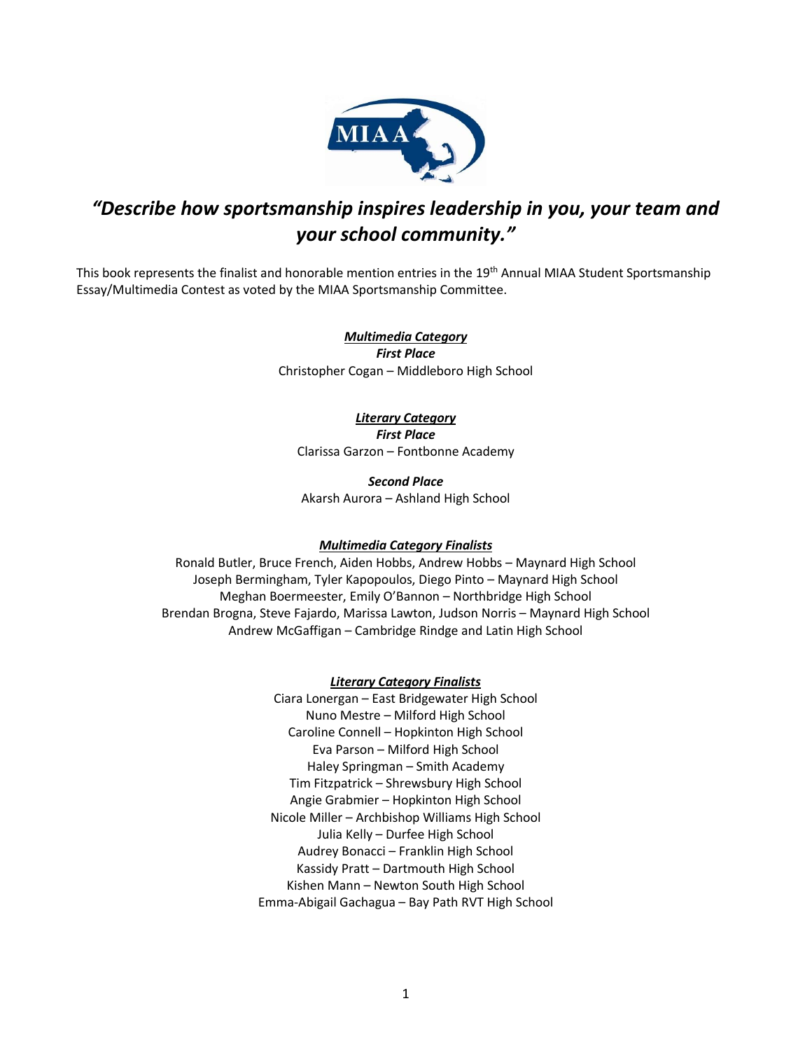# *"Describe how sportsmanship inspires leadership in you, your team and your school community."*

This book represents the finalist and honorable mention entries in the 19th Annual MIAA Student Sportsmanship Essay/Multimedia Contest as voted by the MIAA Sportsmanship Committee.

***Multimedia Category***

***First Place***

Christopher Cogan – Middleboro High School

***Literary Category***

***First Place***

Clarissa Garzon – Fontbonne Academy

***Second Place***

Akarsh Aurora – Ashland High School

***Multimedia Category Finalists***

Ronald Butler, Bruce French, Aiden Hobbs, Andrew Hobbs – Maynard High School
Joseph Bermingham, Tyler Kapopoulos, Diego Pinto – Maynard High School
Meghan Boermeester, Emily O'Bannon – Northbridge High School
Brendan Brogna, Steve Fajardo, Marissa Lawton, Judson Norris – Maynard High School
Andrew McGaffigan – Cambridge Rindge and Latin High School

***Literary Category Finalists***

Ciara Lonergan – East Bridgewater High School
Nuno Mestre – Milford High School
Caroline Connell – Hopkinton High School
Eva Parson – Milford High School
Haley Springman – Smith Academy
Tim Fitzpatrick – Shrewsbury High School
Angie Grabmier – Hopkinton High School
Nicole Miller – Archbishop Williams High School
Julia Kelly – Durfee High School
Audrey Bonacci – Franklin High School
Kassidy Pratt – Dartmouth High School
Kishen Mann – Newton South High School
Emma-Abigail Gachagua – Bay Path RVT High School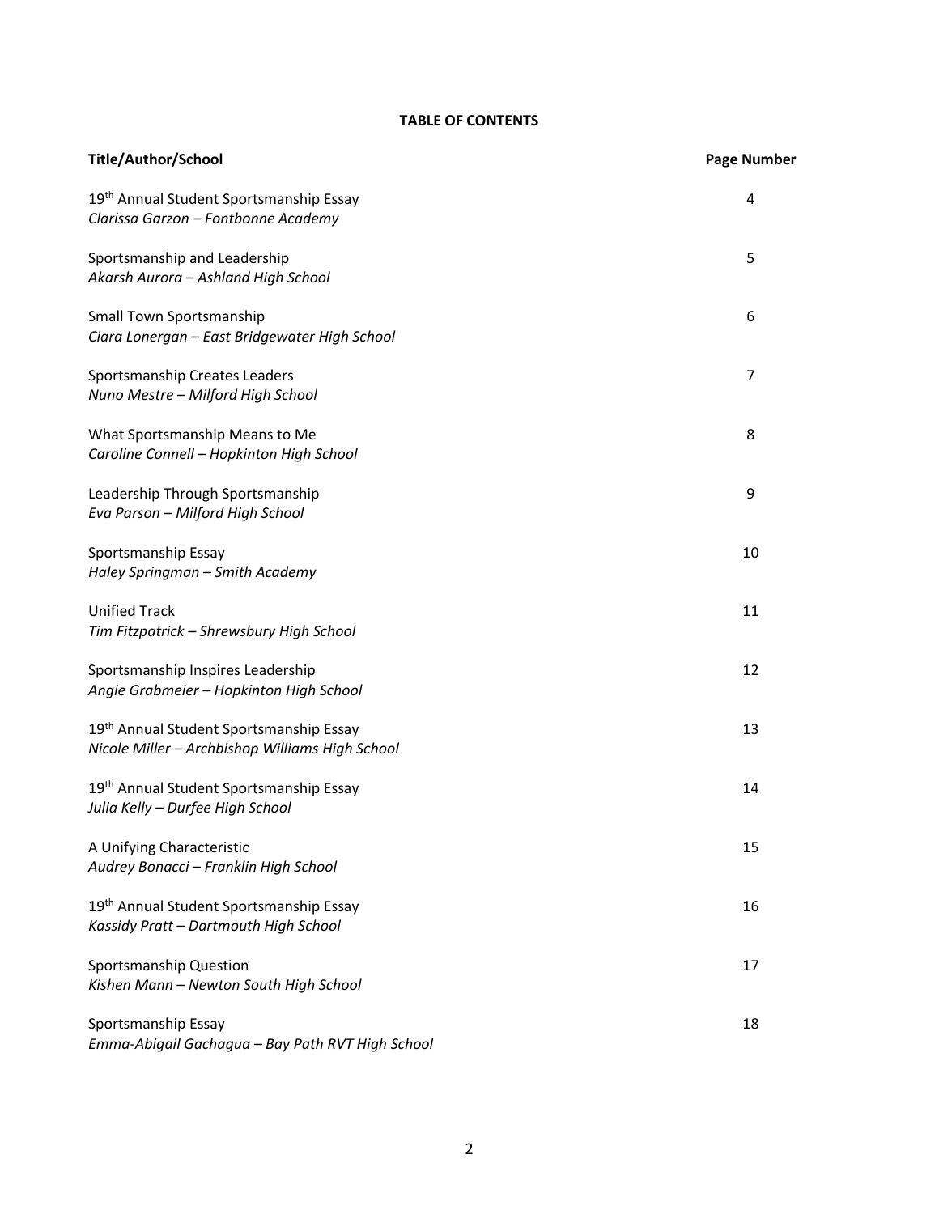**TABLE OF CONTENTS**

| **Title/Author/School** | **Page Number** |
|---|---|
| 19th Annual Student Sportsmanship Essay<br>*Clarissa Garzon – Fontbonne Academy* | 4 |
| Sportsmanship and Leadership<br>*Akarsh Aurora – Ashland High School* | 5 |
| Small Town Sportsmanship<br>*Ciara Lonergan – East Bridgewater High School* | 6 |
| Sportsmanship Creates Leaders<br>*Nuno Mestre – Milford High School* | 7 |
| What Sportsmanship Means to Me<br>*Caroline Connell – Hopkinton High School* | 8 |
| Leadership Through Sportsmanship<br>*Eva Parson – Milford High School* | 9 |
| Sportsmanship Essay<br>*Haley Springman – Smith Academy* | 10 |
| Unified Track<br>*Tim Fitzpatrick – Shrewsbury High School* | 11 |
| Sportsmanship Inspires Leadership<br>*Angie Grabmeier – Hopkinton High School* | 12 |
| 19th Annual Student Sportsmanship Essay<br>*Nicole Miller – Archbishop Williams High School* | 13 |
| 19th Annual Student Sportsmanship Essay<br>*Julia Kelly – Durfee High School* | 14 |
| A Unifying Characteristic<br>*Audrey Bonacci – Franklin High School* | 15 |
| 19th Annual Student Sportsmanship Essay<br>*Kassidy Pratt – Dartmouth High School* | 16 |
| Sportsmanship Question<br>*Kishen Mann – Newton South High School* | 17 |
| Sportsmanship Essay<br>*Emma-Abigail Gachagua – Bay Path RVT High School* | 18 |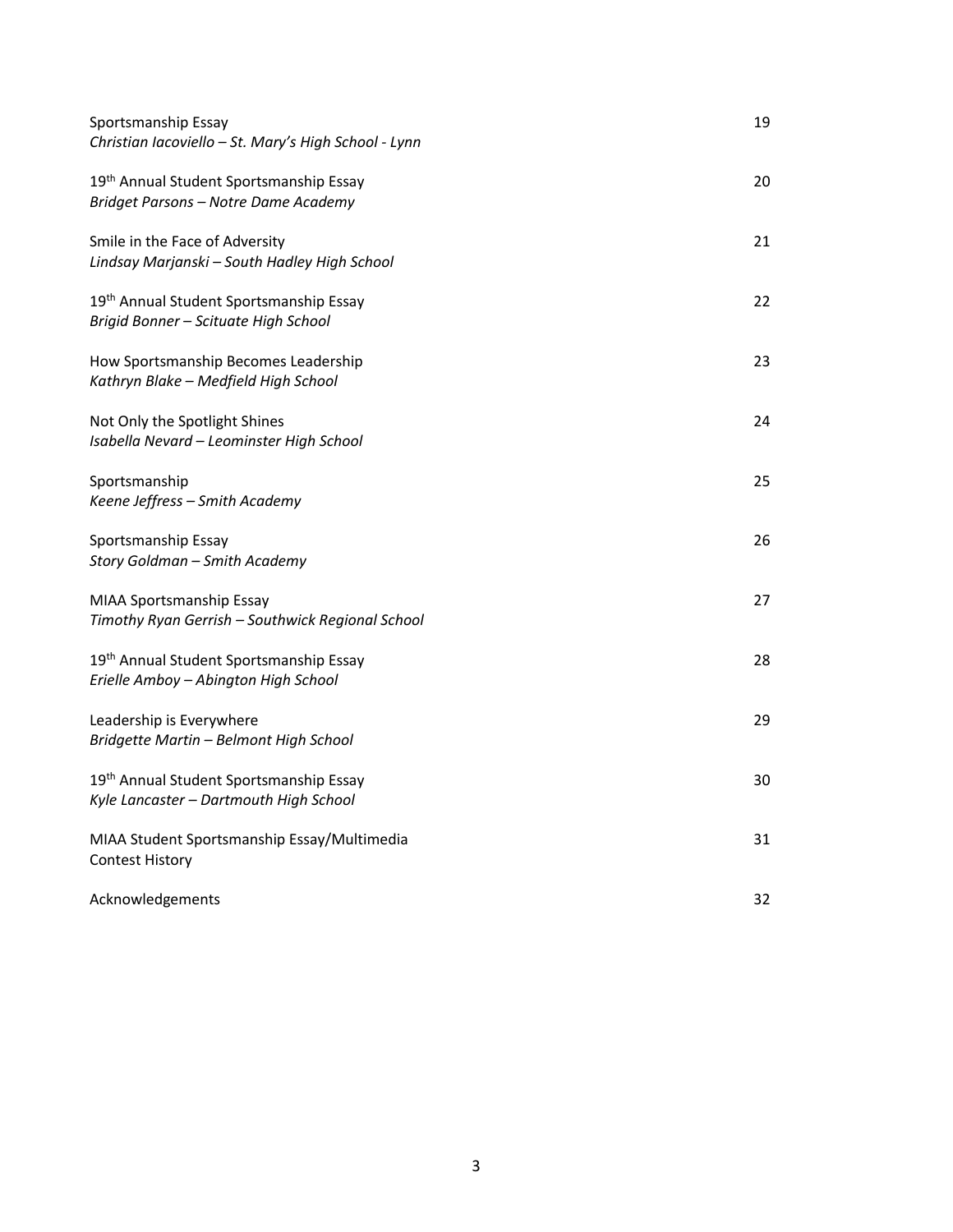| | |
|---|---|
| Sportsmanship Essay<br>*Christian Iacoviello – St. Mary's High School - Lynn* | 19 |
| 19th Annual Student Sportsmanship Essay<br>*Bridget Parsons – Notre Dame Academy* | 20 |
| Smile in the Face of Adversity<br>*Lindsay Marjanski – South Hadley High School* | 21 |
| 19th Annual Student Sportsmanship Essay<br>*Brigid Bonner – Scituate High School* | 22 |
| How Sportsmanship Becomes Leadership<br>*Kathryn Blake – Medfield High School* | 23 |
| Not Only the Spotlight Shines<br>*Isabella Nevard – Leominster High School* | 24 |
| Sportsmanship<br>*Keene Jeffress – Smith Academy* | 25 |
| Sportsmanship Essay<br>*Story Goldman – Smith Academy* | 26 |
| MIAA Sportsmanship Essay<br>*Timothy Ryan Gerrish – Southwick Regional School* | 27 |
| 19th Annual Student Sportsmanship Essay<br>*Erielle Amboy – Abington High School* | 28 |
| Leadership is Everywhere<br>*Bridgette Martin – Belmont High School* | 29 |
| 19th Annual Student Sportsmanship Essay<br>*Kyle Lancaster – Dartmouth High School* | 30 |
| MIAA Student Sportsmanship Essay/Multimedia<br>Contest History | 31 |
| Acknowledgements | 32 |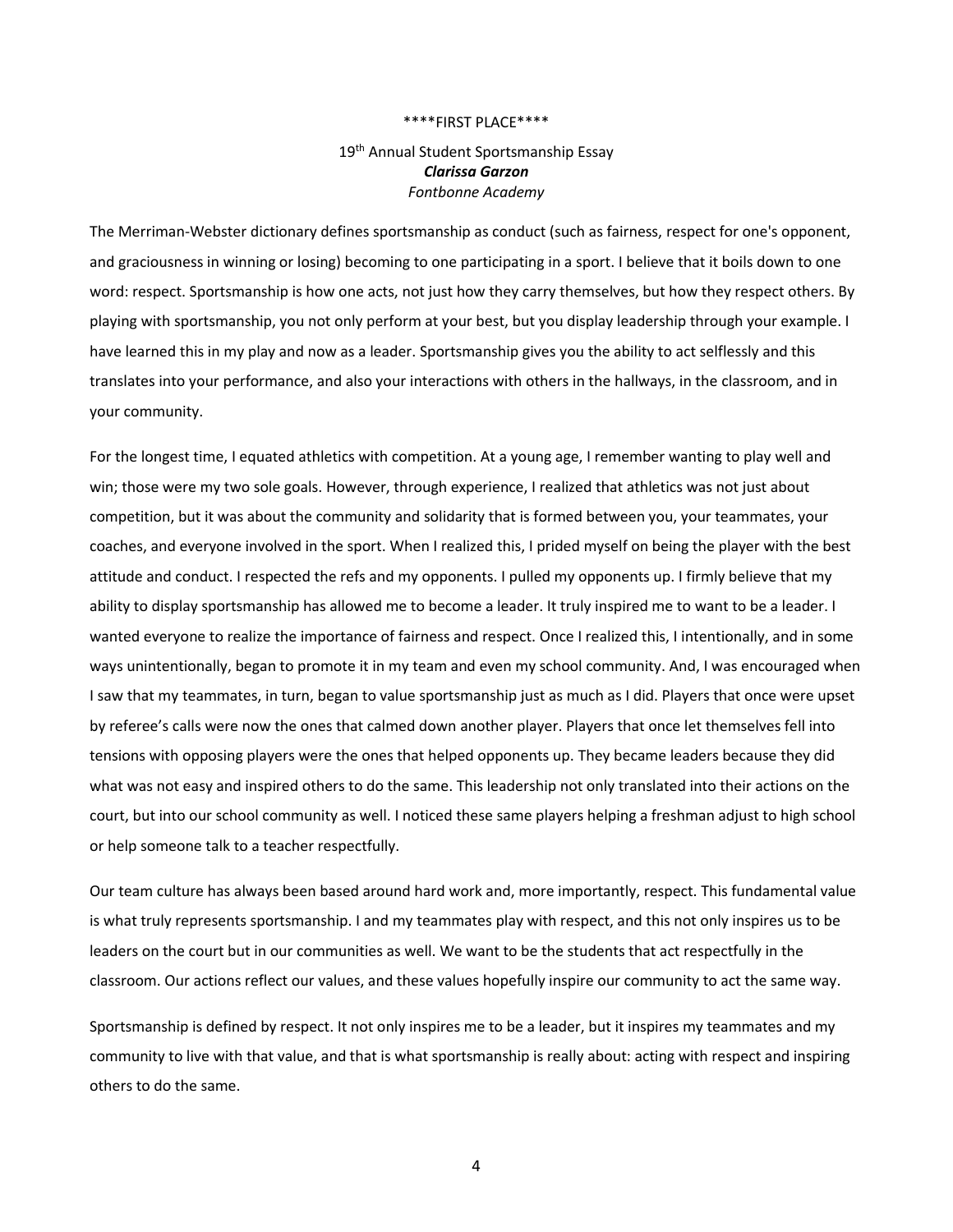\*\*\*\*FIRST PLACE\*\*\*\*

19th Annual Student Sportsmanship Essay
***Clarissa Garzon***
*Fontbonne Academy*

The Merriman-Webster dictionary defines sportsmanship as conduct (such as fairness, respect for one's opponent, and graciousness in winning or losing) becoming to one participating in a sport. I believe that it boils down to one word: respect. Sportsmanship is how one acts, not just how they carry themselves, but how they respect others. By playing with sportsmanship, you not only perform at your best, but you display leadership through your example. I have learned this in my play and now as a leader. Sportsmanship gives you the ability to act selflessly and this translates into your performance, and also your interactions with others in the hallways, in the classroom, and in your community.

For the longest time, I equated athletics with competition. At a young age, I remember wanting to play well and win; those were my two sole goals. However, through experience, I realized that athletics was not just about competition, but it was about the community and solidarity that is formed between you, your teammates, your coaches, and everyone involved in the sport. When I realized this, I prided myself on being the player with the best attitude and conduct. I respected the refs and my opponents. I pulled my opponents up. I firmly believe that my ability to display sportsmanship has allowed me to become a leader. It truly inspired me to want to be a leader. I wanted everyone to realize the importance of fairness and respect. Once I realized this, I intentionally, and in some ways unintentionally, began to promote it in my team and even my school community. And, I was encouraged when I saw that my teammates, in turn, began to value sportsmanship just as much as I did. Players that once were upset by referee's calls were now the ones that calmed down another player. Players that once let themselves fell into tensions with opposing players were the ones that helped opponents up. They became leaders because they did what was not easy and inspired others to do the same. This leadership not only translated into their actions on the court, but into our school community as well. I noticed these same players helping a freshman adjust to high school or help someone talk to a teacher respectfully.

Our team culture has always been based around hard work and, more importantly, respect. This fundamental value is what truly represents sportsmanship. I and my teammates play with respect, and this not only inspires us to be leaders on the court but in our communities as well. We want to be the students that act respectfully in the classroom. Our actions reflect our values, and these values hopefully inspire our community to act the same way.

Sportsmanship is defined by respect. It not only inspires me to be a leader, but it inspires my teammates and my community to live with that value, and that is what sportsmanship is really about: acting with respect and inspiring others to do the same.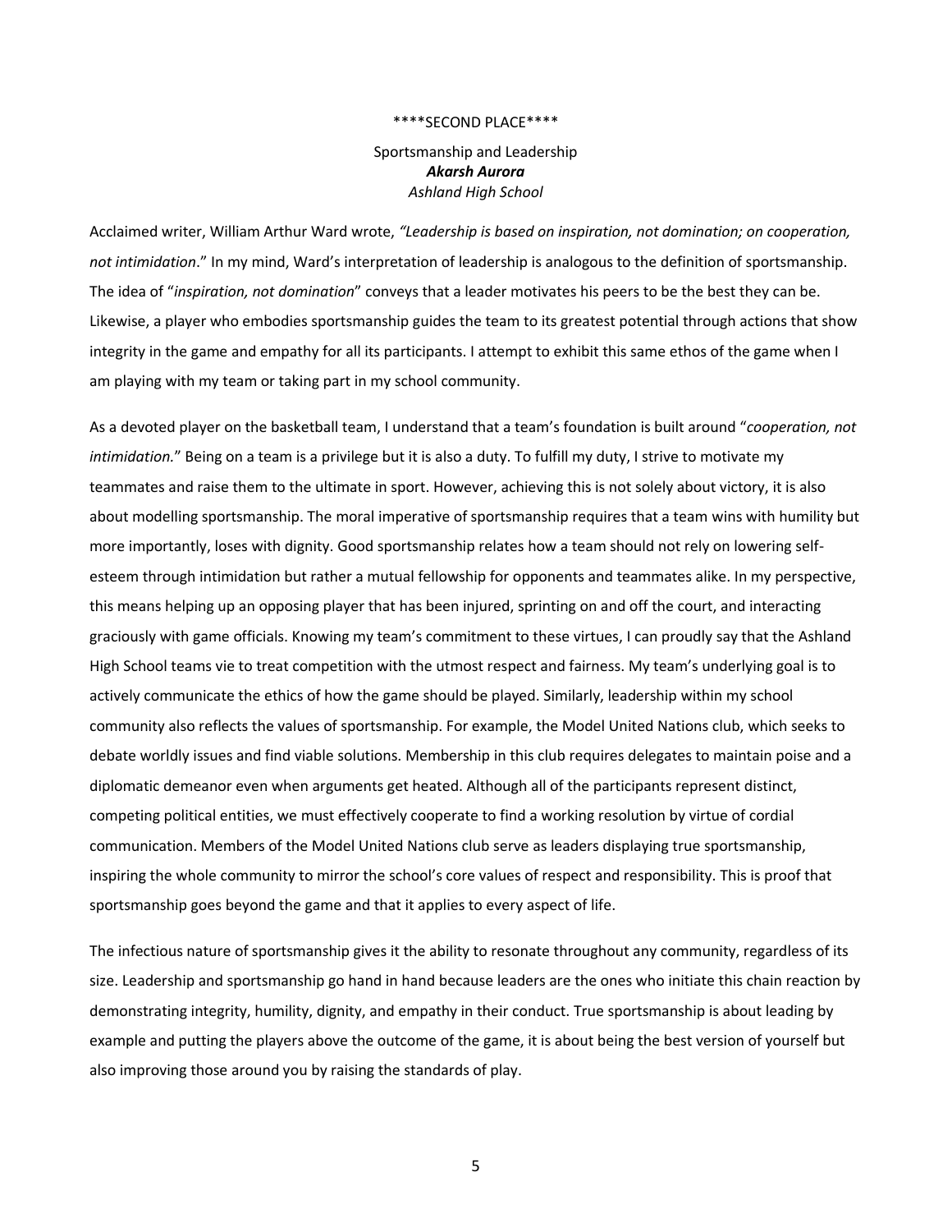\*\*\*\*SECOND PLACE\*\*\*\*

Sportsmanship and Leadership
***Akarsh Aurora***
*Ashland High School*

Acclaimed writer, William Arthur Ward wrote, *"Leadership is based on inspiration, not domination; on cooperation, not intimidation*." In my mind, Ward's interpretation of leadership is analogous to the definition of sportsmanship. The idea of "*inspiration, not domination*" conveys that a leader motivates his peers to be the best they can be. Likewise, a player who embodies sportsmanship guides the team to its greatest potential through actions that show integrity in the game and empathy for all its participants. I attempt to exhibit this same ethos of the game when I am playing with my team or taking part in my school community.

As a devoted player on the basketball team, I understand that a team's foundation is built around "*cooperation, not intimidation.*" Being on a team is a privilege but it is also a duty. To fulfill my duty, I strive to motivate my teammates and raise them to the ultimate in sport. However, achieving this is not solely about victory, it is also about modelling sportsmanship. The moral imperative of sportsmanship requires that a team wins with humility but more importantly, loses with dignity. Good sportsmanship relates how a team should not rely on lowering self-esteem through intimidation but rather a mutual fellowship for opponents and teammates alike. In my perspective, this means helping up an opposing player that has been injured, sprinting on and off the court, and interacting graciously with game officials. Knowing my team's commitment to these virtues, I can proudly say that the Ashland High School teams vie to treat competition with the utmost respect and fairness. My team's underlying goal is to actively communicate the ethics of how the game should be played. Similarly, leadership within my school community also reflects the values of sportsmanship. For example, the Model United Nations club, which seeks to debate worldly issues and find viable solutions. Membership in this club requires delegates to maintain poise and a diplomatic demeanor even when arguments get heated. Although all of the participants represent distinct, competing political entities, we must effectively cooperate to find a working resolution by virtue of cordial communication. Members of the Model United Nations club serve as leaders displaying true sportsmanship, inspiring the whole community to mirror the school's core values of respect and responsibility. This is proof that sportsmanship goes beyond the game and that it applies to every aspect of life.

The infectious nature of sportsmanship gives it the ability to resonate throughout any community, regardless of its size. Leadership and sportsmanship go hand in hand because leaders are the ones who initiate this chain reaction by demonstrating integrity, humility, dignity, and empathy in their conduct. True sportsmanship is about leading by example and putting the players above the outcome of the game, it is about being the best version of yourself but also improving those around you by raising the standards of play.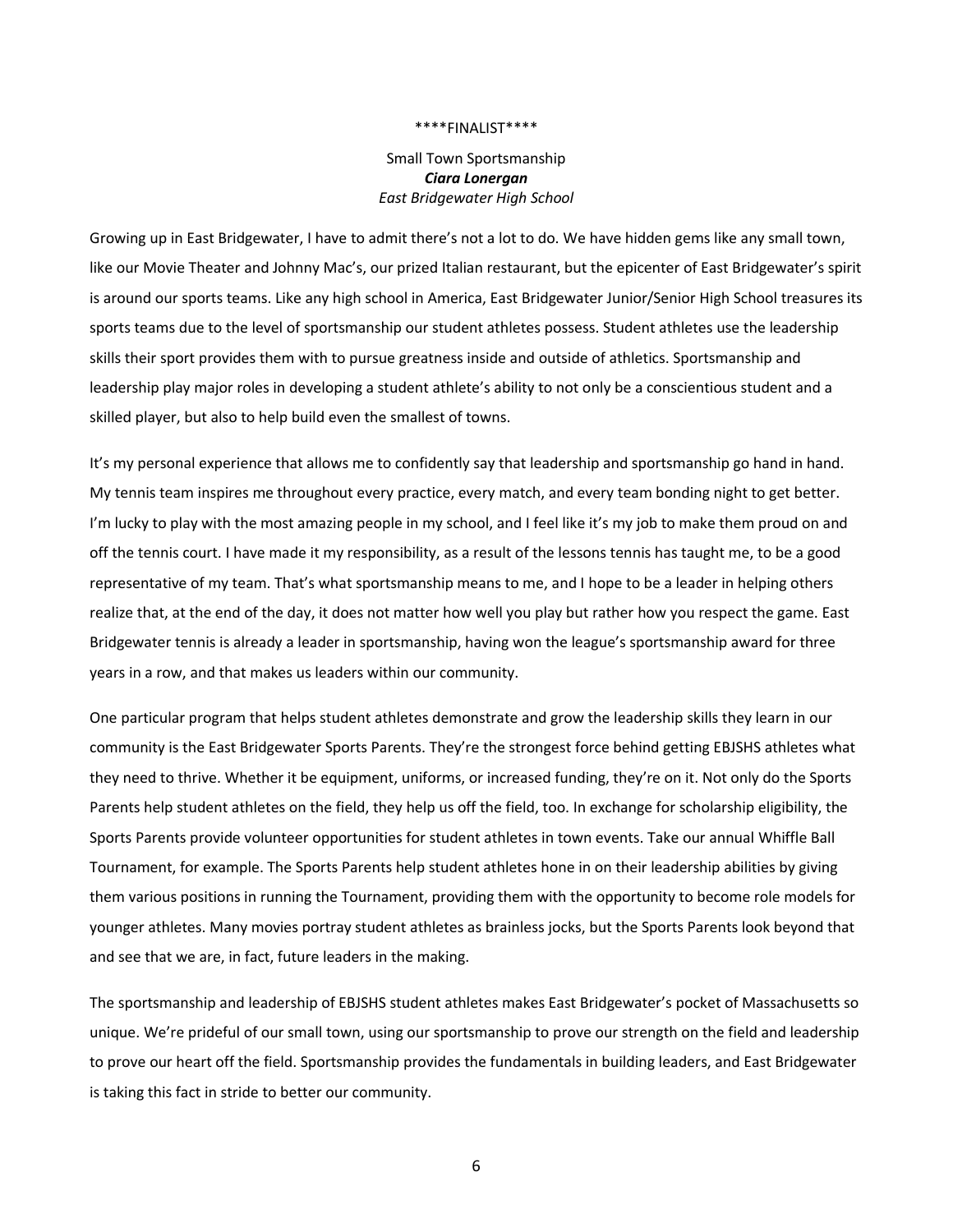\*\*\*\*FINALIST\*\*\*\*

Small Town Sportsmanship
***Ciara Lonergan***
*East Bridgewater High School*

Growing up in East Bridgewater, I have to admit there's not a lot to do. We have hidden gems like any small town, like our Movie Theater and Johnny Mac's, our prized Italian restaurant, but the epicenter of East Bridgewater's spirit is around our sports teams. Like any high school in America, East Bridgewater Junior/Senior High School treasures its sports teams due to the level of sportsmanship our student athletes possess. Student athletes use the leadership skills their sport provides them with to pursue greatness inside and outside of athletics. Sportsmanship and leadership play major roles in developing a student athlete's ability to not only be a conscientious student and a skilled player, but also to help build even the smallest of towns.

It's my personal experience that allows me to confidently say that leadership and sportsmanship go hand in hand. My tennis team inspires me throughout every practice, every match, and every team bonding night to get better. I'm lucky to play with the most amazing people in my school, and I feel like it's my job to make them proud on and off the tennis court. I have made it my responsibility, as a result of the lessons tennis has taught me, to be a good representative of my team. That's what sportsmanship means to me, and I hope to be a leader in helping others realize that, at the end of the day, it does not matter how well you play but rather how you respect the game. East Bridgewater tennis is already a leader in sportsmanship, having won the league's sportsmanship award for three years in a row, and that makes us leaders within our community.

One particular program that helps student athletes demonstrate and grow the leadership skills they learn in our community is the East Bridgewater Sports Parents. They're the strongest force behind getting EBJSHS athletes what they need to thrive. Whether it be equipment, uniforms, or increased funding, they're on it. Not only do the Sports Parents help student athletes on the field, they help us off the field, too. In exchange for scholarship eligibility, the Sports Parents provide volunteer opportunities for student athletes in town events. Take our annual Whiffle Ball Tournament, for example. The Sports Parents help student athletes hone in on their leadership abilities by giving them various positions in running the Tournament, providing them with the opportunity to become role models for younger athletes. Many movies portray student athletes as brainless jocks, but the Sports Parents look beyond that and see that we are, in fact, future leaders in the making.

The sportsmanship and leadership of EBJSHS student athletes makes East Bridgewater's pocket of Massachusetts so unique. We're prideful of our small town, using our sportsmanship to prove our strength on the field and leadership to prove our heart off the field. Sportsmanship provides the fundamentals in building leaders, and East Bridgewater is taking this fact in stride to better our community.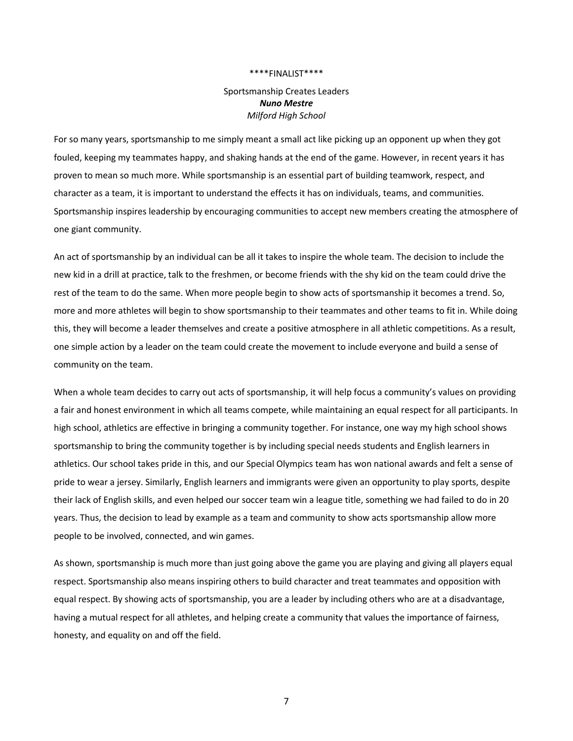\*\*\*\*FINALIST\*\*\*\*

Sportsmanship Creates Leaders

***Nuno Mestre***

*Milford High School*

For so many years, sportsmanship to me simply meant a small act like picking up an opponent up when they got fouled, keeping my teammates happy, and shaking hands at the end of the game. However, in recent years it has proven to mean so much more. While sportsmanship is an essential part of building teamwork, respect, and character as a team, it is important to understand the effects it has on individuals, teams, and communities. Sportsmanship inspires leadership by encouraging communities to accept new members creating the atmosphere of one giant community.

An act of sportsmanship by an individual can be all it takes to inspire the whole team. The decision to include the new kid in a drill at practice, talk to the freshmen, or become friends with the shy kid on the team could drive the rest of the team to do the same. When more people begin to show acts of sportsmanship it becomes a trend. So, more and more athletes will begin to show sportsmanship to their teammates and other teams to fit in. While doing this, they will become a leader themselves and create a positive atmosphere in all athletic competitions. As a result, one simple action by a leader on the team could create the movement to include everyone and build a sense of community on the team.

When a whole team decides to carry out acts of sportsmanship, it will help focus a community's values on providing a fair and honest environment in which all teams compete, while maintaining an equal respect for all participants. In high school, athletics are effective in bringing a community together. For instance, one way my high school shows sportsmanship to bring the community together is by including special needs students and English learners in athletics. Our school takes pride in this, and our Special Olympics team has won national awards and felt a sense of pride to wear a jersey. Similarly, English learners and immigrants were given an opportunity to play sports, despite their lack of English skills, and even helped our soccer team win a league title, something we had failed to do in 20 years. Thus, the decision to lead by example as a team and community to show acts sportsmanship allow more people to be involved, connected, and win games.

As shown, sportsmanship is much more than just going above the game you are playing and giving all players equal respect. Sportsmanship also means inspiring others to build character and treat teammates and opposition with equal respect. By showing acts of sportsmanship, you are a leader by including others who are at a disadvantage, having a mutual respect for all athletes, and helping create a community that values the importance of fairness, honesty, and equality on and off the field.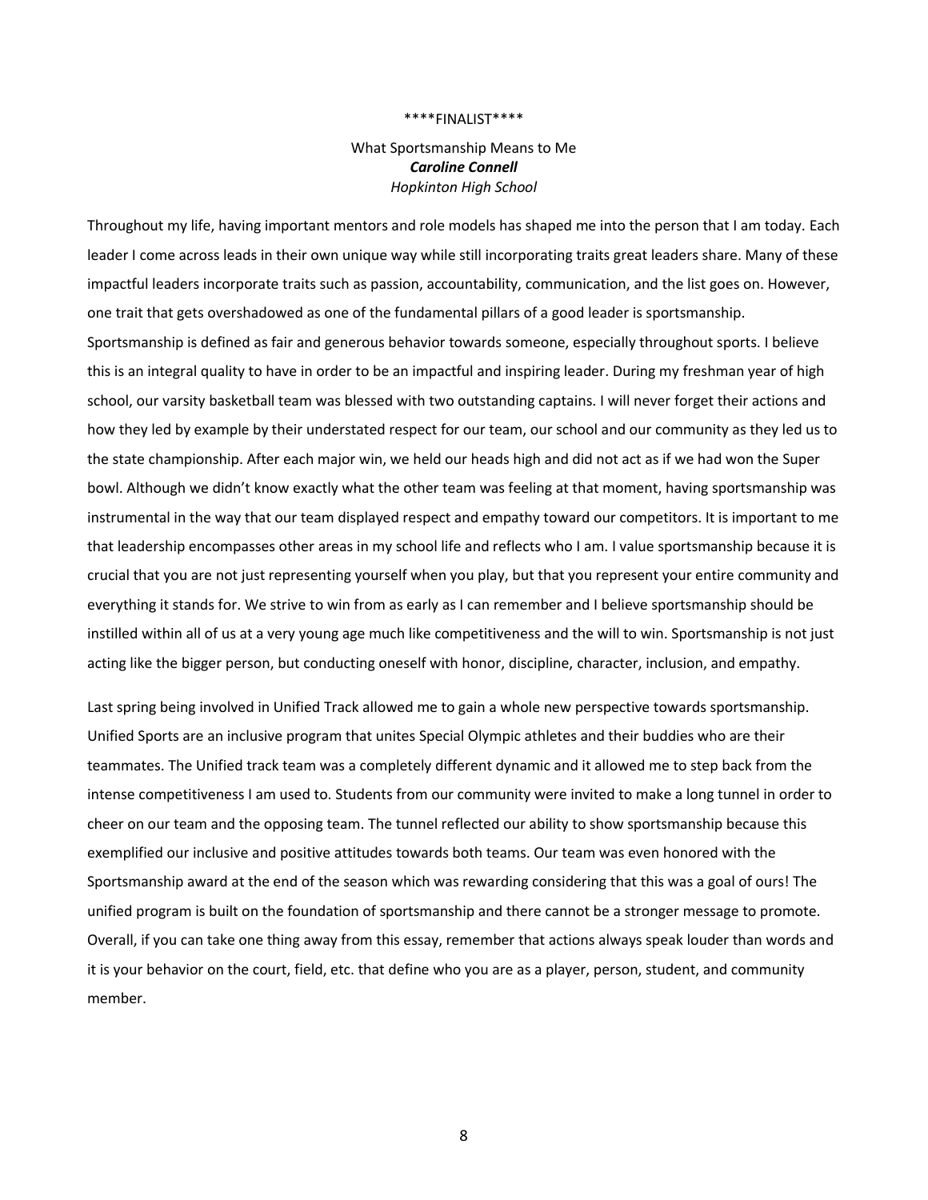****FINALIST****

What Sportsmanship Means to Me

***Caroline Connell***

*Hopkinton High School*

Throughout my life, having important mentors and role models has shaped me into the person that I am today. Each leader I come across leads in their own unique way while still incorporating traits great leaders share. Many of these impactful leaders incorporate traits such as passion, accountability, communication, and the list goes on. However, one trait that gets overshadowed as one of the fundamental pillars of a good leader is sportsmanship. Sportsmanship is defined as fair and generous behavior towards someone, especially throughout sports. I believe this is an integral quality to have in order to be an impactful and inspiring leader. During my freshman year of high school, our varsity basketball team was blessed with two outstanding captains. I will never forget their actions and how they led by example by their understated respect for our team, our school and our community as they led us to the state championship. After each major win, we held our heads high and did not act as if we had won the Super bowl. Although we didn't know exactly what the other team was feeling at that moment, having sportsmanship was instrumental in the way that our team displayed respect and empathy toward our competitors. It is important to me that leadership encompasses other areas in my school life and reflects who I am. I value sportsmanship because it is crucial that you are not just representing yourself when you play, but that you represent your entire community and everything it stands for. We strive to win from as early as I can remember and I believe sportsmanship should be instilled within all of us at a very young age much like competitiveness and the will to win. Sportsmanship is not just acting like the bigger person, but conducting oneself with honor, discipline, character, inclusion, and empathy.

Last spring being involved in Unified Track allowed me to gain a whole new perspective towards sportsmanship. Unified Sports are an inclusive program that unites Special Olympic athletes and their buddies who are their teammates. The Unified track team was a completely different dynamic and it allowed me to step back from the intense competitiveness I am used to. Students from our community were invited to make a long tunnel in order to cheer on our team and the opposing team. The tunnel reflected our ability to show sportsmanship because this exemplified our inclusive and positive attitudes towards both teams. Our team was even honored with the Sportsmanship award at the end of the season which was rewarding considering that this was a goal of ours! The unified program is built on the foundation of sportsmanship and there cannot be a stronger message to promote. Overall, if you can take one thing away from this essay, remember that actions always speak louder than words and it is your behavior on the court, field, etc. that define who you are as a player, person, student, and community member.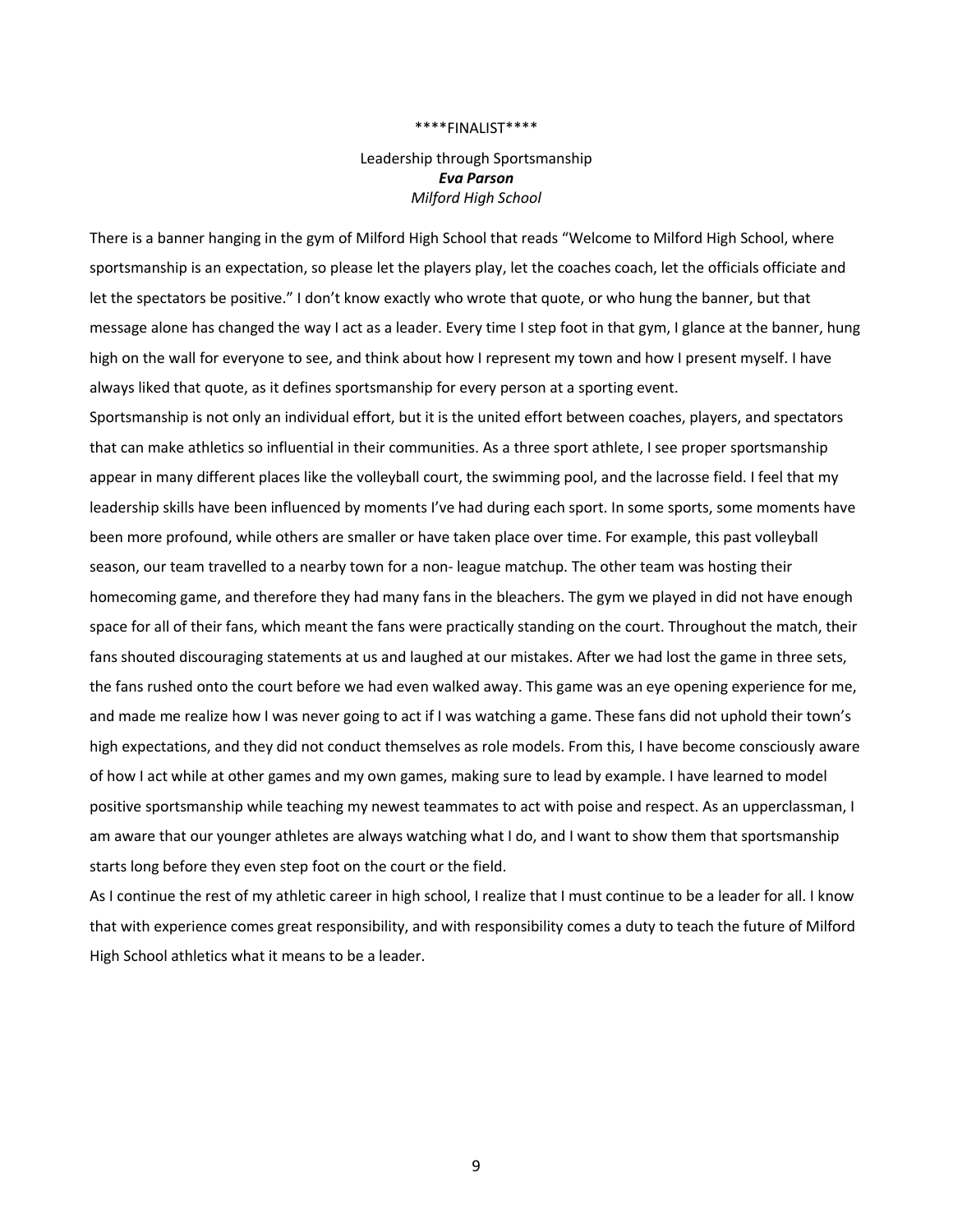****FINALIST****

Leadership through Sportsmanship

***Eva Parson***

*Milford High School*

There is a banner hanging in the gym of Milford High School that reads "Welcome to Milford High School, where sportsmanship is an expectation, so please let the players play, let the coaches coach, let the officials officiate and let the spectators be positive." I don't know exactly who wrote that quote, or who hung the banner, but that message alone has changed the way I act as a leader. Every time I step foot in that gym, I glance at the banner, hung high on the wall for everyone to see, and think about how I represent my town and how I present myself. I have always liked that quote, as it defines sportsmanship for every person at a sporting event.

Sportsmanship is not only an individual effort, but it is the united effort between coaches, players, and spectators that can make athletics so influential in their communities. As a three sport athlete, I see proper sportsmanship appear in many different places like the volleyball court, the swimming pool, and the lacrosse field. I feel that my leadership skills have been influenced by moments I've had during each sport. In some sports, some moments have been more profound, while others are smaller or have taken place over time. For example, this past volleyball season, our team travelled to a nearby town for a non- league matchup. The other team was hosting their homecoming game, and therefore they had many fans in the bleachers. The gym we played in did not have enough space for all of their fans, which meant the fans were practically standing on the court. Throughout the match, their fans shouted discouraging statements at us and laughed at our mistakes. After we had lost the game in three sets, the fans rushed onto the court before we had even walked away. This game was an eye opening experience for me, and made me realize how I was never going to act if I was watching a game. These fans did not uphold their town's high expectations, and they did not conduct themselves as role models. From this, I have become consciously aware of how I act while at other games and my own games, making sure to lead by example. I have learned to model positive sportsmanship while teaching my newest teammates to act with poise and respect. As an upperclassman, I am aware that our younger athletes are always watching what I do, and I want to show them that sportsmanship starts long before they even step foot on the court or the field.

As I continue the rest of my athletic career in high school, I realize that I must continue to be a leader for all. I know that with experience comes great responsibility, and with responsibility comes a duty to teach the future of Milford High School athletics what it means to be a leader.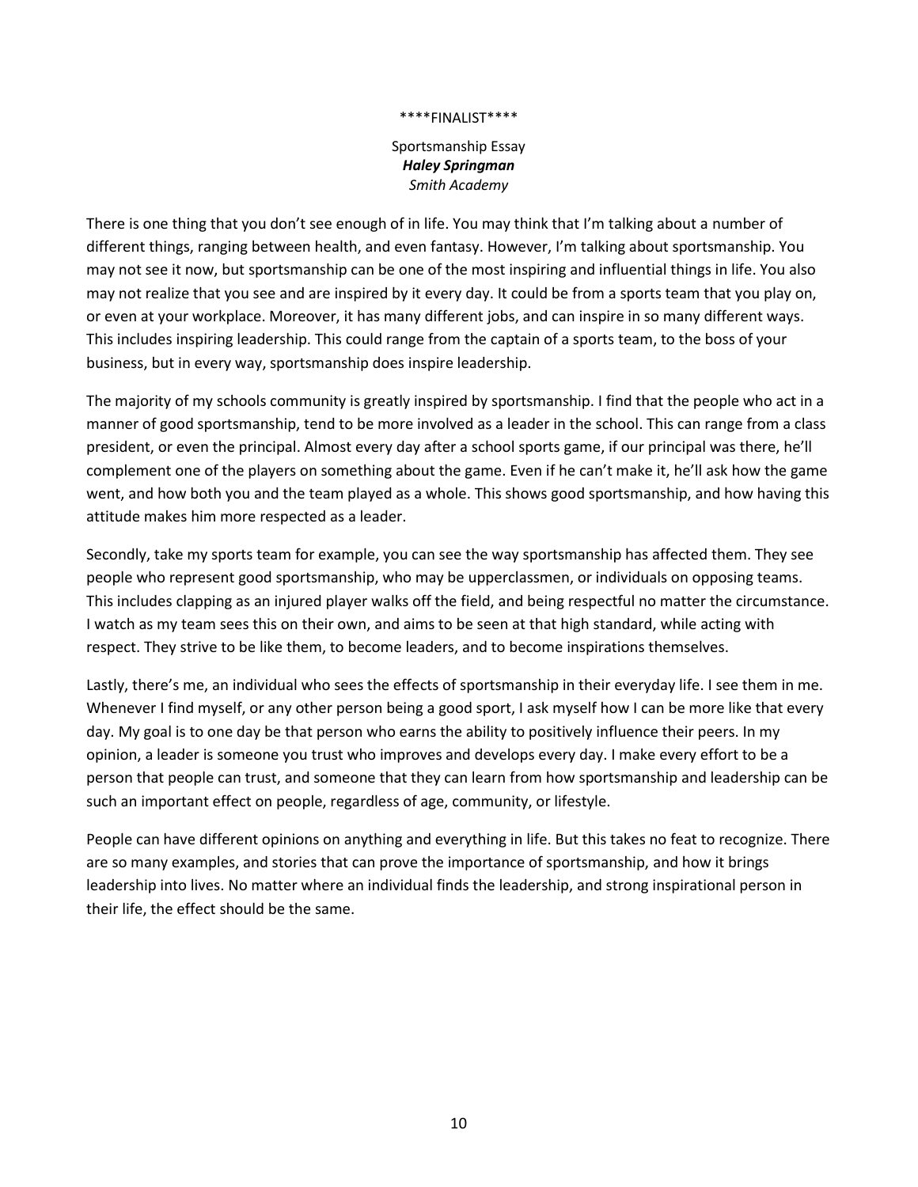\*\*\*\*FINALIST\*\*\*\*

Sportsmanship Essay
***Haley Springman***
*Smith Academy*

There is one thing that you don't see enough of in life. You may think that I'm talking about a number of different things, ranging between health, and even fantasy. However, I'm talking about sportsmanship. You may not see it now, but sportsmanship can be one of the most inspiring and influential things in life. You also may not realize that you see and are inspired by it every day. It could be from a sports team that you play on, or even at your workplace. Moreover, it has many different jobs, and can inspire in so many different ways. This includes inspiring leadership. This could range from the captain of a sports team, to the boss of your business, but in every way, sportsmanship does inspire leadership.

The majority of my schools community is greatly inspired by sportsmanship. I find that the people who act in a manner of good sportsmanship, tend to be more involved as a leader in the school. This can range from a class president, or even the principal. Almost every day after a school sports game, if our principal was there, he'll complement one of the players on something about the game. Even if he can't make it, he'll ask how the game went, and how both you and the team played as a whole. This shows good sportsmanship, and how having this attitude makes him more respected as a leader.

Secondly, take my sports team for example, you can see the way sportsmanship has affected them. They see people who represent good sportsmanship, who may be upperclassmen, or individuals on opposing teams. This includes clapping as an injured player walks off the field, and being respectful no matter the circumstance. I watch as my team sees this on their own, and aims to be seen at that high standard, while acting with respect. They strive to be like them, to become leaders, and to become inspirations themselves.

Lastly, there's me, an individual who sees the effects of sportsmanship in their everyday life. I see them in me. Whenever I find myself, or any other person being a good sport, I ask myself how I can be more like that every day. My goal is to one day be that person who earns the ability to positively influence their peers. In my opinion, a leader is someone you trust who improves and develops every day. I make every effort to be a person that people can trust, and someone that they can learn from how sportsmanship and leadership can be such an important effect on people, regardless of age, community, or lifestyle.

People can have different opinions on anything and everything in life. But this takes no feat to recognize. There are so many examples, and stories that can prove the importance of sportsmanship, and how it brings leadership into lives. No matter where an individual finds the leadership, and strong inspirational person in their life, the effect should be the same.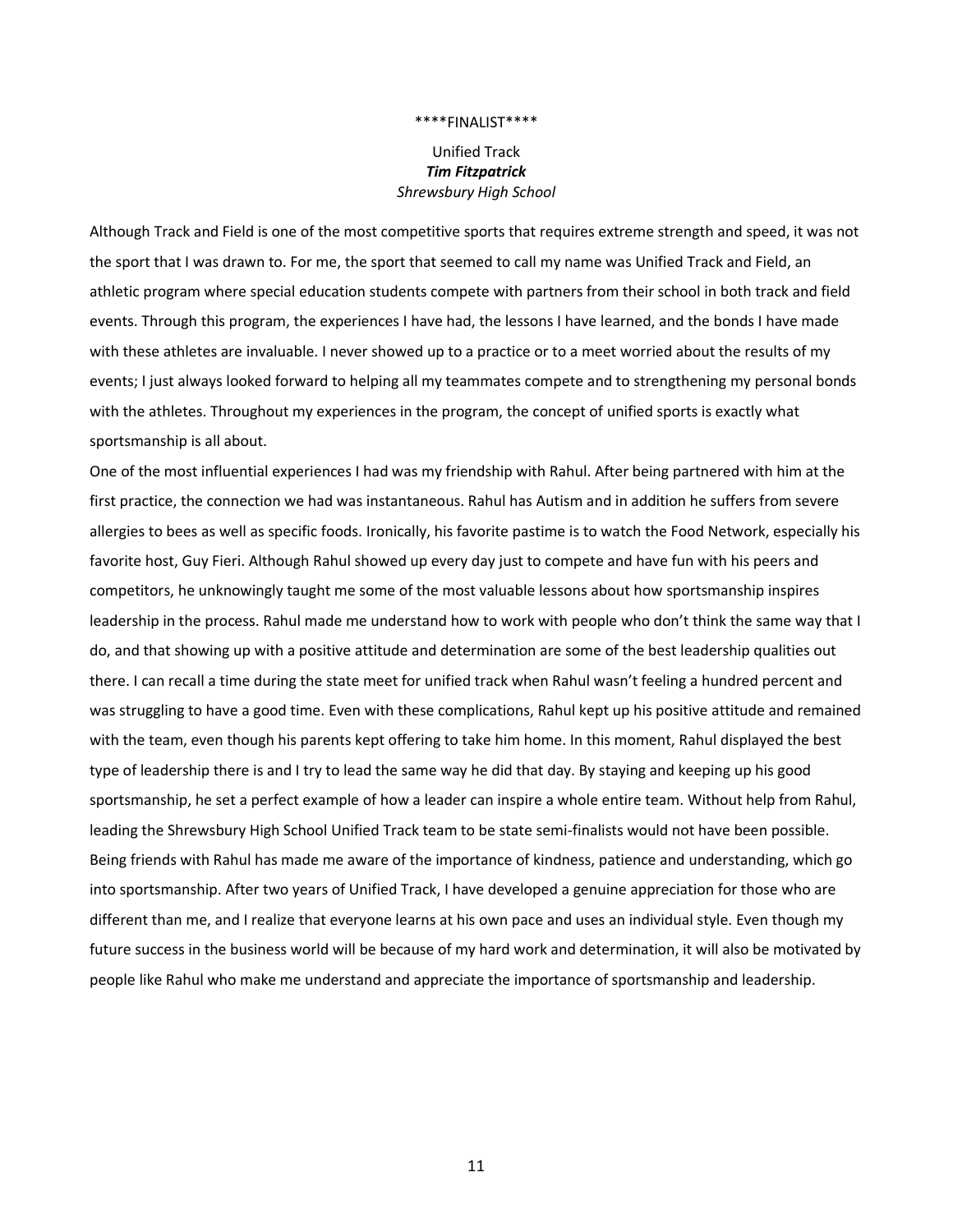\*\*\*\*FINALIST\*\*\*\*

Unified Track

***Tim Fitzpatrick***

*Shrewsbury High School*

Although Track and Field is one of the most competitive sports that requires extreme strength and speed, it was not the sport that I was drawn to. For me, the sport that seemed to call my name was Unified Track and Field, an athletic program where special education students compete with partners from their school in both track and field events. Through this program, the experiences I have had, the lessons I have learned, and the bonds I have made with these athletes are invaluable. I never showed up to a practice or to a meet worried about the results of my events; I just always looked forward to helping all my teammates compete and to strengthening my personal bonds with the athletes. Throughout my experiences in the program, the concept of unified sports is exactly what sportsmanship is all about.

One of the most influential experiences I had was my friendship with Rahul. After being partnered with him at the first practice, the connection we had was instantaneous. Rahul has Autism and in addition he suffers from severe allergies to bees as well as specific foods. Ironically, his favorite pastime is to watch the Food Network, especially his favorite host, Guy Fieri. Although Rahul showed up every day just to compete and have fun with his peers and competitors, he unknowingly taught me some of the most valuable lessons about how sportsmanship inspires leadership in the process. Rahul made me understand how to work with people who don't think the same way that I do, and that showing up with a positive attitude and determination are some of the best leadership qualities out there. I can recall a time during the state meet for unified track when Rahul wasn't feeling a hundred percent and was struggling to have a good time. Even with these complications, Rahul kept up his positive attitude and remained with the team, even though his parents kept offering to take him home. In this moment, Rahul displayed the best type of leadership there is and I try to lead the same way he did that day. By staying and keeping up his good sportsmanship, he set a perfect example of how a leader can inspire a whole entire team. Without help from Rahul, leading the Shrewsbury High School Unified Track team to be state semi-finalists would not have been possible. Being friends with Rahul has made me aware of the importance of kindness, patience and understanding, which go into sportsmanship. After two years of Unified Track, I have developed a genuine appreciation for those who are different than me, and I realize that everyone learns at his own pace and uses an individual style. Even though my future success in the business world will be because of my hard work and determination, it will also be motivated by people like Rahul who make me understand and appreciate the importance of sportsmanship and leadership.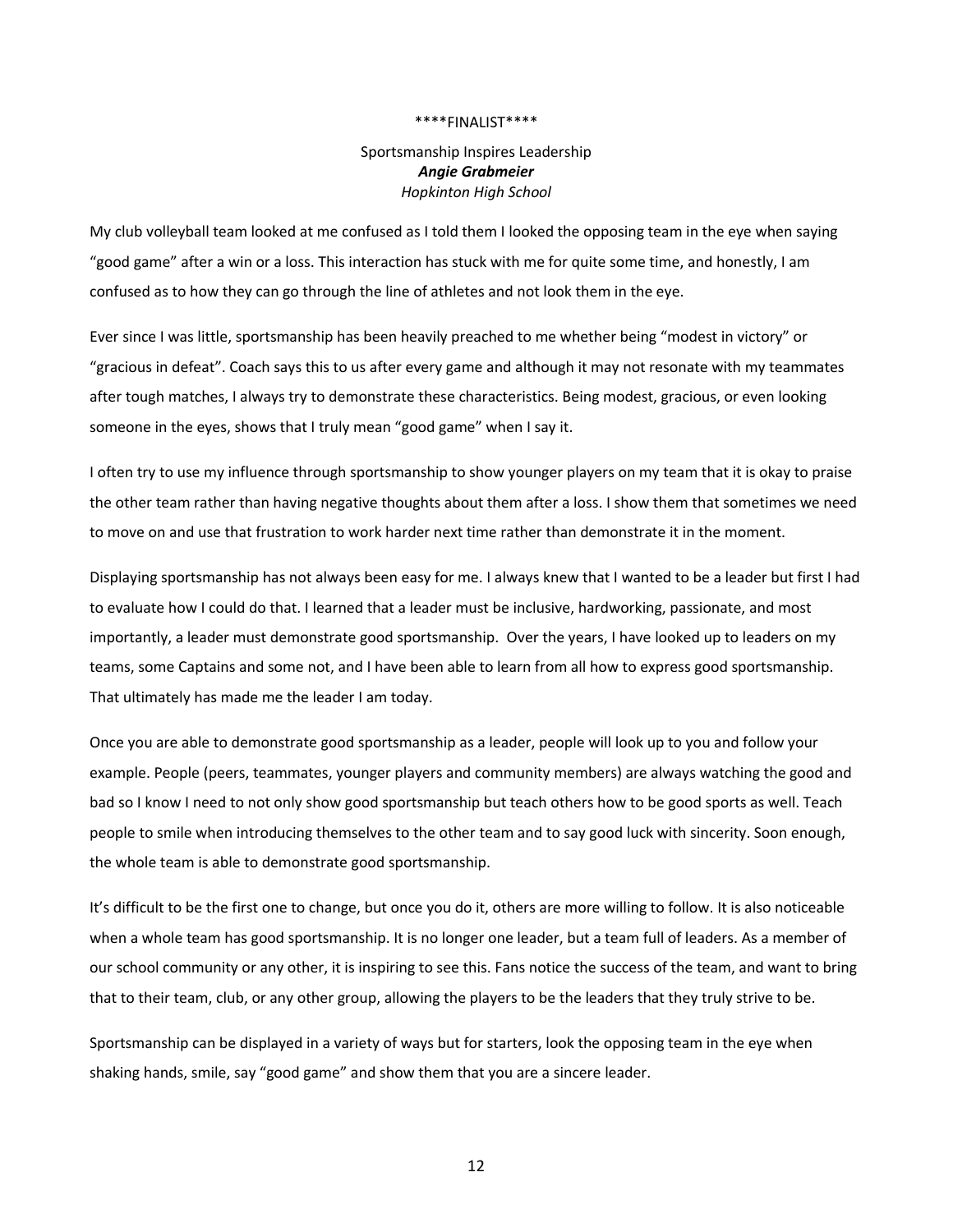\*\*\*\*FINALIST\*\*\*\*

Sportsmanship Inspires Leadership

***Angie Grabmeier***

*Hopkinton High School*

My club volleyball team looked at me confused as I told them I looked the opposing team in the eye when saying "good game" after a win or a loss. This interaction has stuck with me for quite some time, and honestly, I am confused as to how they can go through the line of athletes and not look them in the eye.

Ever since I was little, sportsmanship has been heavily preached to me whether being "modest in victory" or "gracious in defeat". Coach says this to us after every game and although it may not resonate with my teammates after tough matches, I always try to demonstrate these characteristics. Being modest, gracious, or even looking someone in the eyes, shows that I truly mean "good game" when I say it.

I often try to use my influence through sportsmanship to show younger players on my team that it is okay to praise the other team rather than having negative thoughts about them after a loss. I show them that sometimes we need to move on and use that frustration to work harder next time rather than demonstrate it in the moment.

Displaying sportsmanship has not always been easy for me. I always knew that I wanted to be a leader but first I had to evaluate how I could do that. I learned that a leader must be inclusive, hardworking, passionate, and most importantly, a leader must demonstrate good sportsmanship. Over the years, I have looked up to leaders on my teams, some Captains and some not, and I have been able to learn from all how to express good sportsmanship. That ultimately has made me the leader I am today.

Once you are able to demonstrate good sportsmanship as a leader, people will look up to you and follow your example. People (peers, teammates, younger players and community members) are always watching the good and bad so I know I need to not only show good sportsmanship but teach others how to be good sports as well. Teach people to smile when introducing themselves to the other team and to say good luck with sincerity. Soon enough, the whole team is able to demonstrate good sportsmanship.

It's difficult to be the first one to change, but once you do it, others are more willing to follow. It is also noticeable when a whole team has good sportsmanship. It is no longer one leader, but a team full of leaders. As a member of our school community or any other, it is inspiring to see this. Fans notice the success of the team, and want to bring that to their team, club, or any other group, allowing the players to be the leaders that they truly strive to be.

Sportsmanship can be displayed in a variety of ways but for starters, look the opposing team in the eye when shaking hands, smile, say "good game" and show them that you are a sincere leader.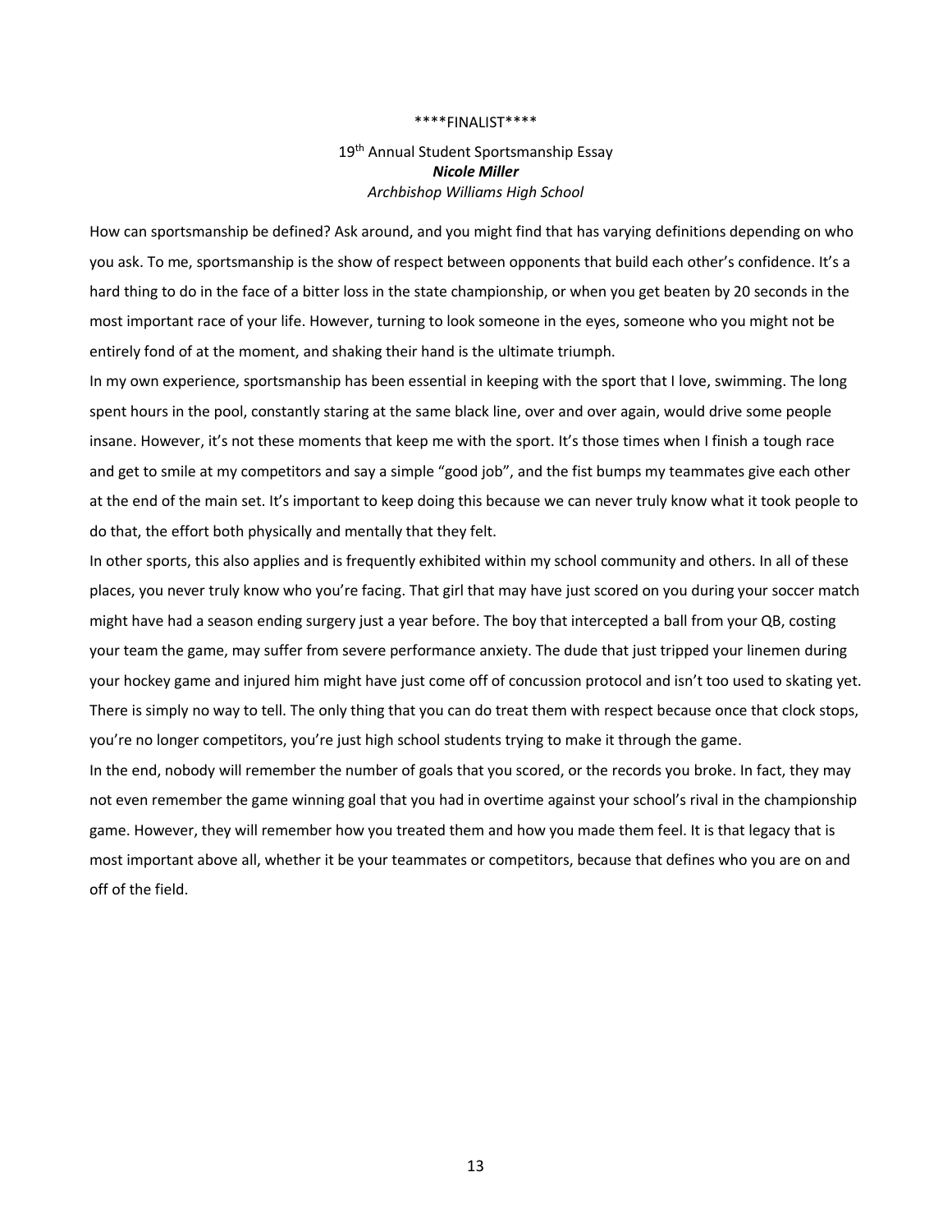****FINALIST****

19th Annual Student Sportsmanship Essay
***Nicole Miller***
*Archbishop Williams High School*

How can sportsmanship be defined? Ask around, and you might find that has varying definitions depending on who you ask. To me, sportsmanship is the show of respect between opponents that build each other's confidence. It's a hard thing to do in the face of a bitter loss in the state championship, or when you get beaten by 20 seconds in the most important race of your life. However, turning to look someone in the eyes, someone who you might not be entirely fond of at the moment, and shaking their hand is the ultimate triumph.

In my own experience, sportsmanship has been essential in keeping with the sport that I love, swimming. The long spent hours in the pool, constantly staring at the same black line, over and over again, would drive some people insane. However, it's not these moments that keep me with the sport. It's those times when I finish a tough race and get to smile at my competitors and say a simple "good job", and the fist bumps my teammates give each other at the end of the main set. It's important to keep doing this because we can never truly know what it took people to do that, the effort both physically and mentally that they felt.

In other sports, this also applies and is frequently exhibited within my school community and others. In all of these places, you never truly know who you're facing. That girl that may have just scored on you during your soccer match might have had a season ending surgery just a year before. The boy that intercepted a ball from your QB, costing your team the game, may suffer from severe performance anxiety. The dude that just tripped your linemen during your hockey game and injured him might have just come off of concussion protocol and isn't too used to skating yet. There is simply no way to tell. The only thing that you can do treat them with respect because once that clock stops, you're no longer competitors, you're just high school students trying to make it through the game.

In the end, nobody will remember the number of goals that you scored, or the records you broke. In fact, they may not even remember the game winning goal that you had in overtime against your school's rival in the championship game. However, they will remember how you treated them and how you made them feel. It is that legacy that is most important above all, whether it be your teammates or competitors, because that defines who you are on and off of the field.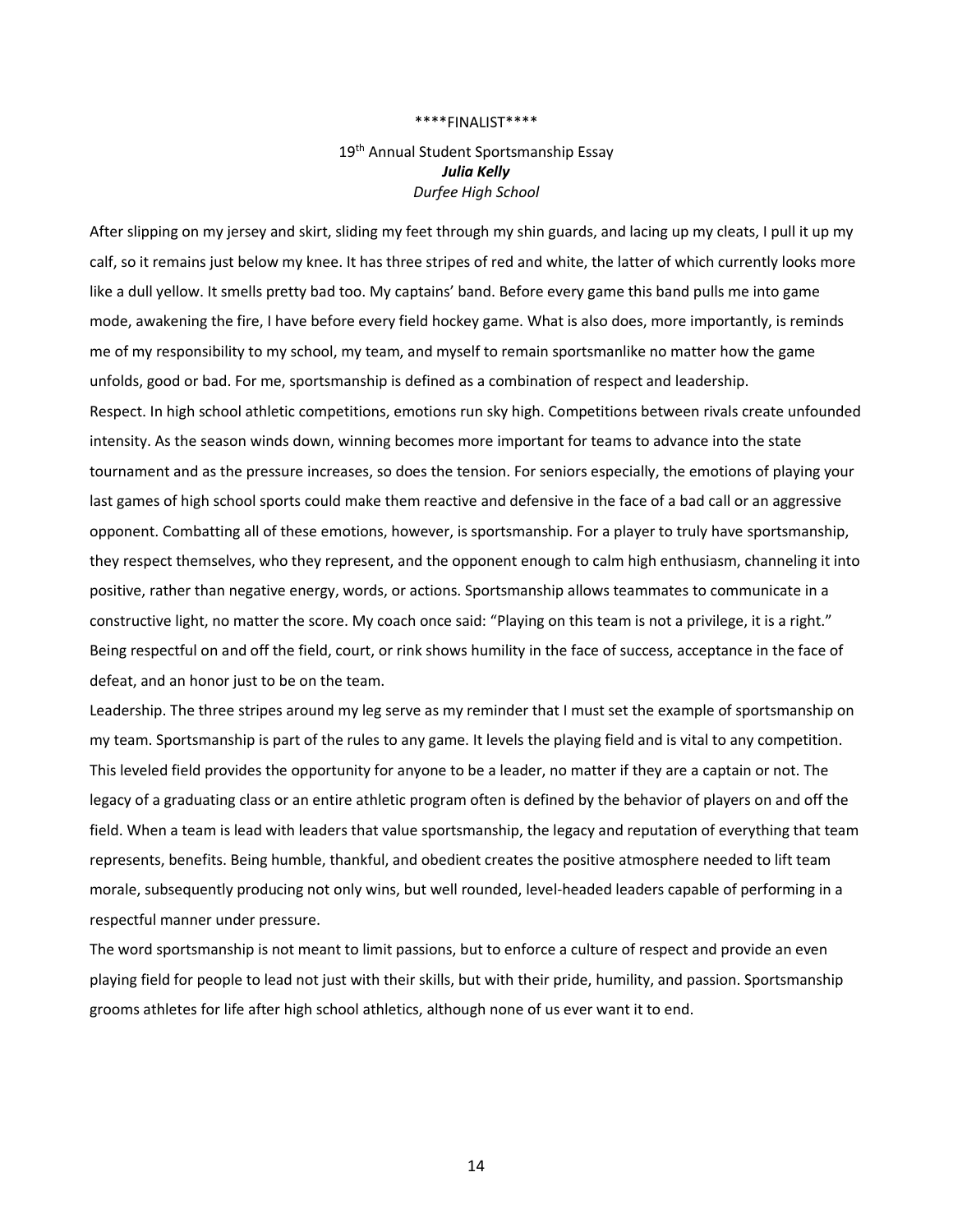\*\*\*\*FINALIST\*\*\*\*

19th Annual Student Sportsmanship Essay

***Julia Kelly***

*Durfee High School*

After slipping on my jersey and skirt, sliding my feet through my shin guards, and lacing up my cleats, I pull it up my calf, so it remains just below my knee. It has three stripes of red and white, the latter of which currently looks more like a dull yellow. It smells pretty bad too. My captains' band. Before every game this band pulls me into game mode, awakening the fire, I have before every field hockey game. What is also does, more importantly, is reminds me of my responsibility to my school, my team, and myself to remain sportsmanlike no matter how the game unfolds, good or bad. For me, sportsmanship is defined as a combination of respect and leadership.

Respect. In high school athletic competitions, emotions run sky high. Competitions between rivals create unfounded intensity. As the season winds down, winning becomes more important for teams to advance into the state tournament and as the pressure increases, so does the tension. For seniors especially, the emotions of playing your last games of high school sports could make them reactive and defensive in the face of a bad call or an aggressive opponent. Combatting all of these emotions, however, is sportsmanship. For a player to truly have sportsmanship, they respect themselves, who they represent, and the opponent enough to calm high enthusiasm, channeling it into positive, rather than negative energy, words, or actions. Sportsmanship allows teammates to communicate in a constructive light, no matter the score. My coach once said: "Playing on this team is not a privilege, it is a right." Being respectful on and off the field, court, or rink shows humility in the face of success, acceptance in the face of defeat, and an honor just to be on the team.

Leadership. The three stripes around my leg serve as my reminder that I must set the example of sportsmanship on my team. Sportsmanship is part of the rules to any game. It levels the playing field and is vital to any competition. This leveled field provides the opportunity for anyone to be a leader, no matter if they are a captain or not. The legacy of a graduating class or an entire athletic program often is defined by the behavior of players on and off the field. When a team is lead with leaders that value sportsmanship, the legacy and reputation of everything that team represents, benefits. Being humble, thankful, and obedient creates the positive atmosphere needed to lift team morale, subsequently producing not only wins, but well rounded, level-headed leaders capable of performing in a respectful manner under pressure.

The word sportsmanship is not meant to limit passions, but to enforce a culture of respect and provide an even playing field for people to lead not just with their skills, but with their pride, humility, and passion. Sportsmanship grooms athletes for life after high school athletics, although none of us ever want it to end.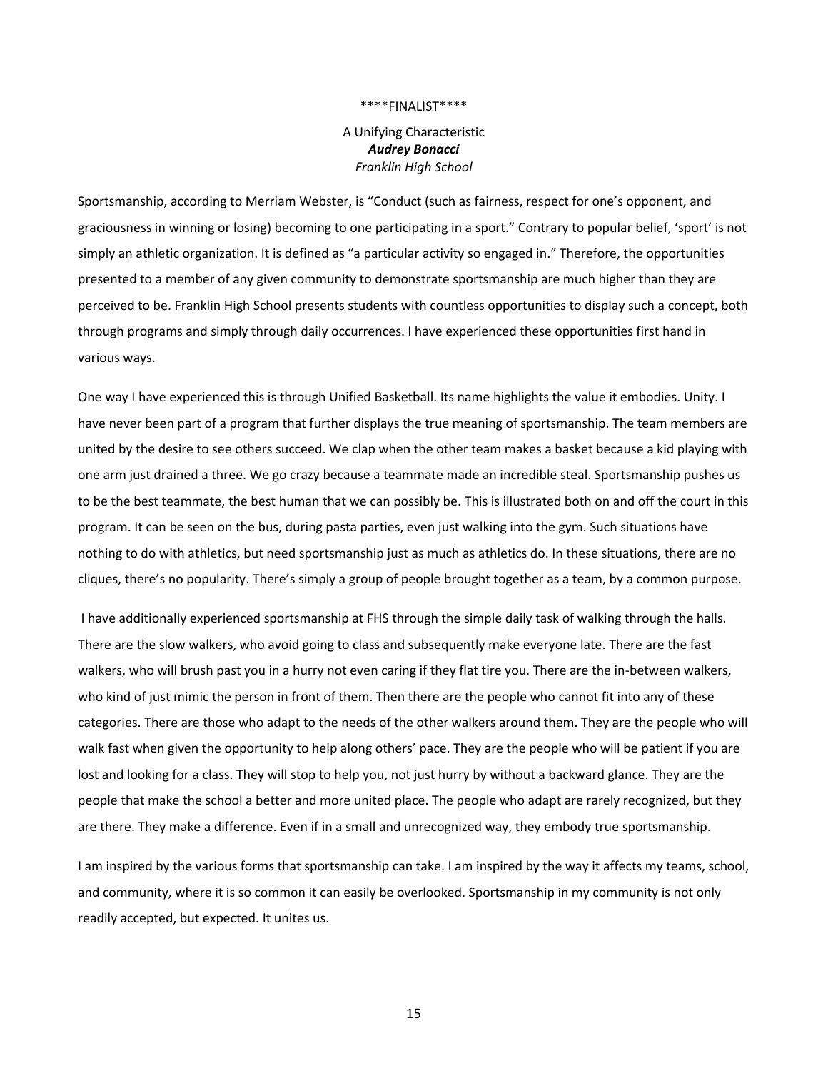\*\*\*\*FINALIST\*\*\*\*

# A Unifying Characteristic

***Audrey Bonacci***

*Franklin High School*

Sportsmanship, according to Merriam Webster, is "Conduct (such as fairness, respect for one's opponent, and graciousness in winning or losing) becoming to one participating in a sport." Contrary to popular belief, 'sport' is not simply an athletic organization. It is defined as "a particular activity so engaged in." Therefore, the opportunities presented to a member of any given community to demonstrate sportsmanship are much higher than they are perceived to be. Franklin High School presents students with countless opportunities to display such a concept, both through programs and simply through daily occurrences. I have experienced these opportunities first hand in various ways.

One way I have experienced this is through Unified Basketball. Its name highlights the value it embodies. Unity. I have never been part of a program that further displays the true meaning of sportsmanship. The team members are united by the desire to see others succeed. We clap when the other team makes a basket because a kid playing with one arm just drained a three. We go crazy because a teammate made an incredible steal. Sportsmanship pushes us to be the best teammate, the best human that we can possibly be. This is illustrated both on and off the court in this program. It can be seen on the bus, during pasta parties, even just walking into the gym. Such situations have nothing to do with athletics, but need sportsmanship just as much as athletics do. In these situations, there are no cliques, there's no popularity. There's simply a group of people brought together as a team, by a common purpose.

I have additionally experienced sportsmanship at FHS through the simple daily task of walking through the halls. There are the slow walkers, who avoid going to class and subsequently make everyone late. There are the fast walkers, who will brush past you in a hurry not even caring if they flat tire you. There are the in-between walkers, who kind of just mimic the person in front of them. Then there are the people who cannot fit into any of these categories. There are those who adapt to the needs of the other walkers around them. They are the people who will walk fast when given the opportunity to help along others' pace. They are the people who will be patient if you are lost and looking for a class. They will stop to help you, not just hurry by without a backward glance. They are the people that make the school a better and more united place. The people who adapt are rarely recognized, but they are there. They make a difference. Even if in a small and unrecognized way, they embody true sportsmanship.

I am inspired by the various forms that sportsmanship can take. I am inspired by the way it affects my teams, school, and community, where it is so common it can easily be overlooked. Sportsmanship in my community is not only readily accepted, but expected. It unites us.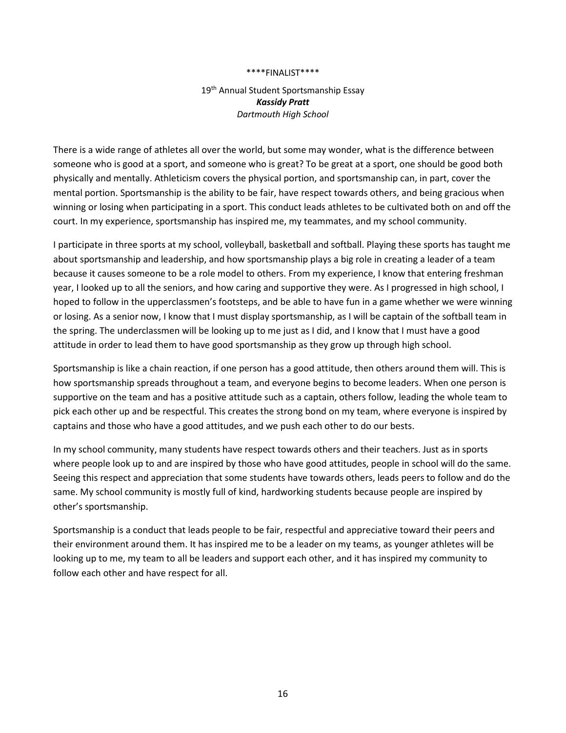\*\*\*\*FINALIST\*\*\*\*

19th Annual Student Sportsmanship Essay
***Kassidy Pratt***
*Dartmouth High School*

There is a wide range of athletes all over the world, but some may wonder, what is the difference between someone who is good at a sport, and someone who is great? To be great at a sport, one should be good both physically and mentally. Athleticism covers the physical portion, and sportsmanship can, in part, cover the mental portion. Sportsmanship is the ability to be fair, have respect towards others, and being gracious when winning or losing when participating in a sport. This conduct leads athletes to be cultivated both on and off the court. In my experience, sportsmanship has inspired me, my teammates, and my school community.

I participate in three sports at my school, volleyball, basketball and softball. Playing these sports has taught me about sportsmanship and leadership, and how sportsmanship plays a big role in creating a leader of a team because it causes someone to be a role model to others. From my experience, I know that entering freshman year, I looked up to all the seniors, and how caring and supportive they were. As I progressed in high school, I hoped to follow in the upperclassmen's footsteps, and be able to have fun in a game whether we were winning or losing. As a senior now, I know that I must display sportsmanship, as I will be captain of the softball team in the spring. The underclassmen will be looking up to me just as I did, and I know that I must have a good attitude in order to lead them to have good sportsmanship as they grow up through high school.

Sportsmanship is like a chain reaction, if one person has a good attitude, then others around them will. This is how sportsmanship spreads throughout a team, and everyone begins to become leaders. When one person is supportive on the team and has a positive attitude such as a captain, others follow, leading the whole team to pick each other up and be respectful. This creates the strong bond on my team, where everyone is inspired by captains and those who have a good attitudes, and we push each other to do our bests.

In my school community, many students have respect towards others and their teachers. Just as in sports where people look up to and are inspired by those who have good attitudes, people in school will do the same. Seeing this respect and appreciation that some students have towards others, leads peers to follow and do the same. My school community is mostly full of kind, hardworking students because people are inspired by other's sportsmanship.

Sportsmanship is a conduct that leads people to be fair, respectful and appreciative toward their peers and their environment around them. It has inspired me to be a leader on my teams, as younger athletes will be looking up to me, my team to all be leaders and support each other, and it has inspired my community to follow each other and have respect for all.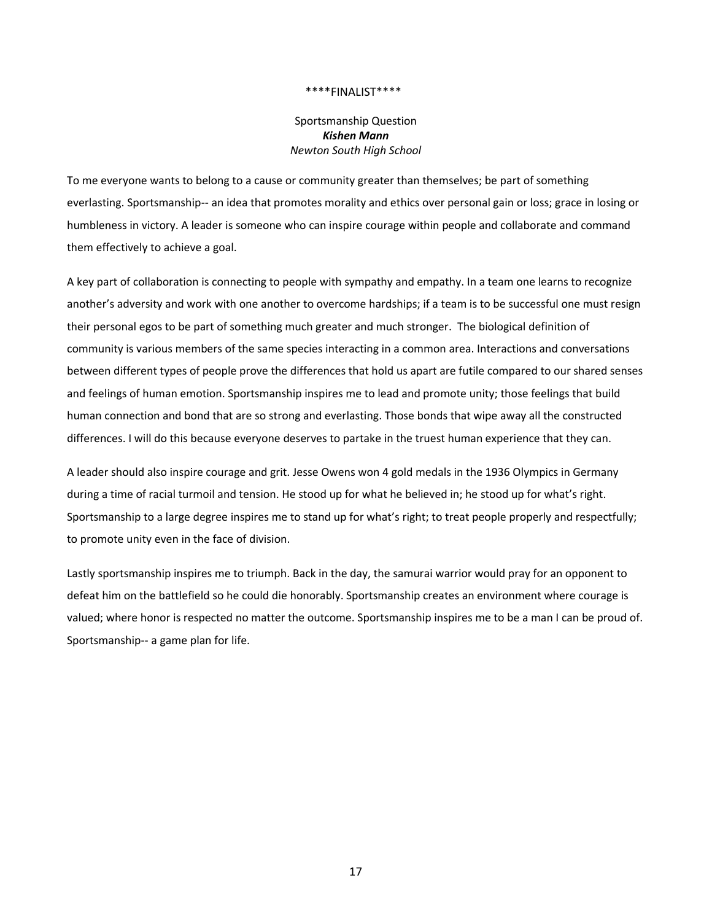****FINALIST****

Sportsmanship Question

***Kishen Mann***

*Newton South High School*

To me everyone wants to belong to a cause or community greater than themselves; be part of something everlasting. Sportsmanship-- an idea that promotes morality and ethics over personal gain or loss; grace in losing or humbleness in victory. A leader is someone who can inspire courage within people and collaborate and command them effectively to achieve a goal.

A key part of collaboration is connecting to people with sympathy and empathy. In a team one learns to recognize another's adversity and work with one another to overcome hardships; if a team is to be successful one must resign their personal egos to be part of something much greater and much stronger. The biological definition of community is various members of the same species interacting in a common area. Interactions and conversations between different types of people prove the differences that hold us apart are futile compared to our shared senses and feelings of human emotion. Sportsmanship inspires me to lead and promote unity; those feelings that build human connection and bond that are so strong and everlasting. Those bonds that wipe away all the constructed differences. I will do this because everyone deserves to partake in the truest human experience that they can.

A leader should also inspire courage and grit. Jesse Owens won 4 gold medals in the 1936 Olympics in Germany during a time of racial turmoil and tension. He stood up for what he believed in; he stood up for what's right. Sportsmanship to a large degree inspires me to stand up for what's right; to treat people properly and respectfully; to promote unity even in the face of division.

Lastly sportsmanship inspires me to triumph. Back in the day, the samurai warrior would pray for an opponent to defeat him on the battlefield so he could die honorably. Sportsmanship creates an environment where courage is valued; where honor is respected no matter the outcome. Sportsmanship inspires me to be a man I can be proud of. Sportsmanship-- a game plan for life.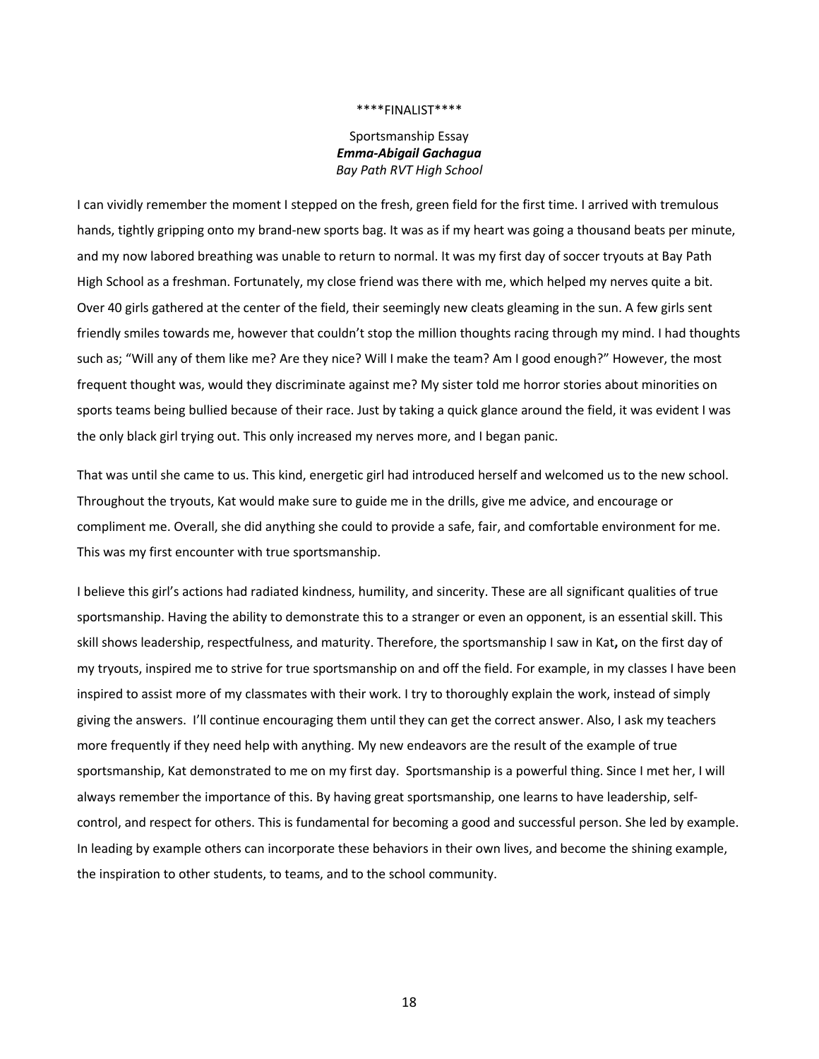\*\*\*\*FINALIST\*\*\*\*

Sportsmanship Essay
***Emma-Abigail Gachagua***
*Bay Path RVT High School*

I can vividly remember the moment I stepped on the fresh, green field for the first time. I arrived with tremulous hands, tightly gripping onto my brand-new sports bag. It was as if my heart was going a thousand beats per minute, and my now labored breathing was unable to return to normal. It was my first day of soccer tryouts at Bay Path High School as a freshman. Fortunately, my close friend was there with me, which helped my nerves quite a bit. Over 40 girls gathered at the center of the field, their seemingly new cleats gleaming in the sun. A few girls sent friendly smiles towards me, however that couldn't stop the million thoughts racing through my mind. I had thoughts such as; "Will any of them like me? Are they nice? Will I make the team? Am I good enough?" However, the most frequent thought was, would they discriminate against me? My sister told me horror stories about minorities on sports teams being bullied because of their race. Just by taking a quick glance around the field, it was evident I was the only black girl trying out. This only increased my nerves more, and I began panic.

That was until she came to us. This kind, energetic girl had introduced herself and welcomed us to the new school. Throughout the tryouts, Kat would make sure to guide me in the drills, give me advice, and encourage or compliment me. Overall, she did anything she could to provide a safe, fair, and comfortable environment for me. This was my first encounter with true sportsmanship.

I believe this girl's actions had radiated kindness, humility, and sincerity. These are all significant qualities of true sportsmanship. Having the ability to demonstrate this to a stranger or even an opponent, is an essential skill. This skill shows leadership, respectfulness, and maturity. Therefore, the sportsmanship I saw in Kat**,** on the first day of my tryouts, inspired me to strive for true sportsmanship on and off the field. For example, in my classes I have been inspired to assist more of my classmates with their work. I try to thoroughly explain the work, instead of simply giving the answers. I'll continue encouraging them until they can get the correct answer. Also, I ask my teachers more frequently if they need help with anything. My new endeavors are the result of the example of true sportsmanship, Kat demonstrated to me on my first day. Sportsmanship is a powerful thing. Since I met her, I will always remember the importance of this. By having great sportsmanship, one learns to have leadership, self-control, and respect for others. This is fundamental for becoming a good and successful person. She led by example. In leading by example others can incorporate these behaviors in their own lives, and become the shining example, the inspiration to other students, to teams, and to the school community.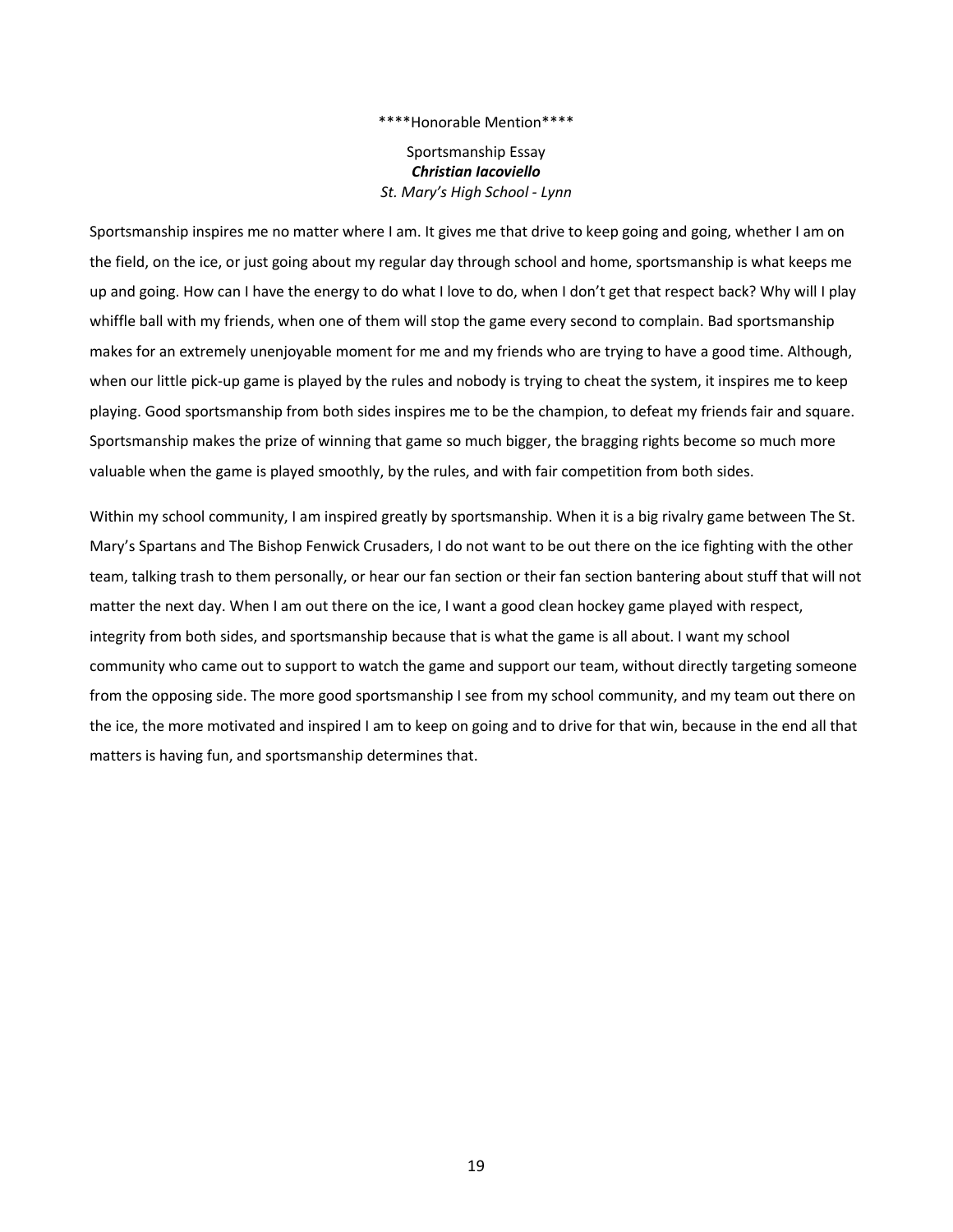****Honorable Mention****

Sportsmanship Essay
***Christian Iacoviello***
*St. Mary's High School - Lynn*

Sportsmanship inspires me no matter where I am. It gives me that drive to keep going and going, whether I am on the field, on the ice, or just going about my regular day through school and home, sportsmanship is what keeps me up and going. How can I have the energy to do what I love to do, when I don't get that respect back? Why will I play whiffle ball with my friends, when one of them will stop the game every second to complain. Bad sportsmanship makes for an extremely unenjoyable moment for me and my friends who are trying to have a good time. Although, when our little pick-up game is played by the rules and nobody is trying to cheat the system, it inspires me to keep playing. Good sportsmanship from both sides inspires me to be the champion, to defeat my friends fair and square. Sportsmanship makes the prize of winning that game so much bigger, the bragging rights become so much more valuable when the game is played smoothly, by the rules, and with fair competition from both sides.

Within my school community, I am inspired greatly by sportsmanship. When it is a big rivalry game between The St. Mary's Spartans and The Bishop Fenwick Crusaders, I do not want to be out there on the ice fighting with the other team, talking trash to them personally, or hear our fan section or their fan section bantering about stuff that will not matter the next day. When I am out there on the ice, I want a good clean hockey game played with respect, integrity from both sides, and sportsmanship because that is what the game is all about. I want my school community who came out to support to watch the game and support our team, without directly targeting someone from the opposing side. The more good sportsmanship I see from my school community, and my team out there on the ice, the more motivated and inspired I am to keep on going and to drive for that win, because in the end all that matters is having fun, and sportsmanship determines that.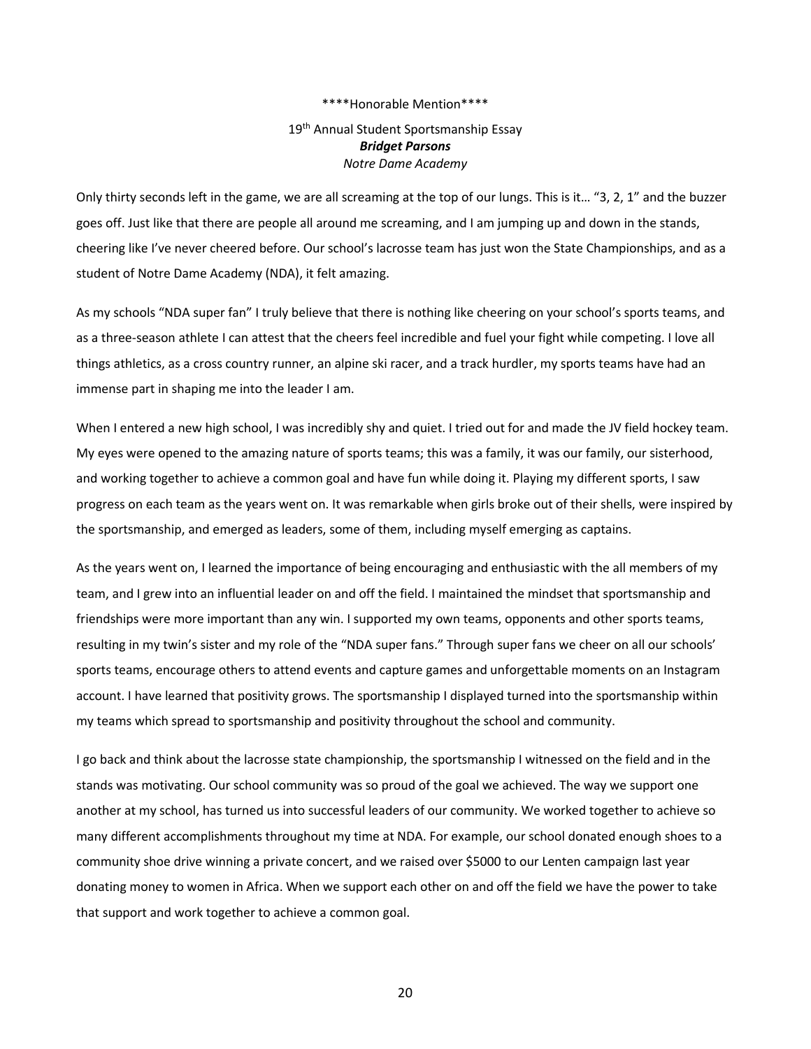\*\*\*\*Honorable Mention\*\*\*\*

19th Annual Student Sportsmanship Essay

***Bridget Parsons***

*Notre Dame Academy*

Only thirty seconds left in the game, we are all screaming at the top of our lungs. This is it… "3, 2, 1" and the buzzer goes off. Just like that there are people all around me screaming, and I am jumping up and down in the stands, cheering like I've never cheered before. Our school's lacrosse team has just won the State Championships, and as a student of Notre Dame Academy (NDA), it felt amazing.

As my schools "NDA super fan" I truly believe that there is nothing like cheering on your school's sports teams, and as a three-season athlete I can attest that the cheers feel incredible and fuel your fight while competing. I love all things athletics, as a cross country runner, an alpine ski racer, and a track hurdler, my sports teams have had an immense part in shaping me into the leader I am.

When I entered a new high school, I was incredibly shy and quiet. I tried out for and made the JV field hockey team. My eyes were opened to the amazing nature of sports teams; this was a family, it was our family, our sisterhood, and working together to achieve a common goal and have fun while doing it. Playing my different sports, I saw progress on each team as the years went on. It was remarkable when girls broke out of their shells, were inspired by the sportsmanship, and emerged as leaders, some of them, including myself emerging as captains.

As the years went on, I learned the importance of being encouraging and enthusiastic with the all members of my team, and I grew into an influential leader on and off the field. I maintained the mindset that sportsmanship and friendships were more important than any win. I supported my own teams, opponents and other sports teams, resulting in my twin's sister and my role of the "NDA super fans." Through super fans we cheer on all our schools' sports teams, encourage others to attend events and capture games and unforgettable moments on an Instagram account. I have learned that positivity grows. The sportsmanship I displayed turned into the sportsmanship within my teams which spread to sportsmanship and positivity throughout the school and community.

I go back and think about the lacrosse state championship, the sportsmanship I witnessed on the field and in the stands was motivating. Our school community was so proud of the goal we achieved. The way we support one another at my school, has turned us into successful leaders of our community. We worked together to achieve so many different accomplishments throughout my time at NDA. For example, our school donated enough shoes to a community shoe drive winning a private concert, and we raised over $5000 to our Lenten campaign last year donating money to women in Africa. When we support each other on and off the field we have the power to take that support and work together to achieve a common goal.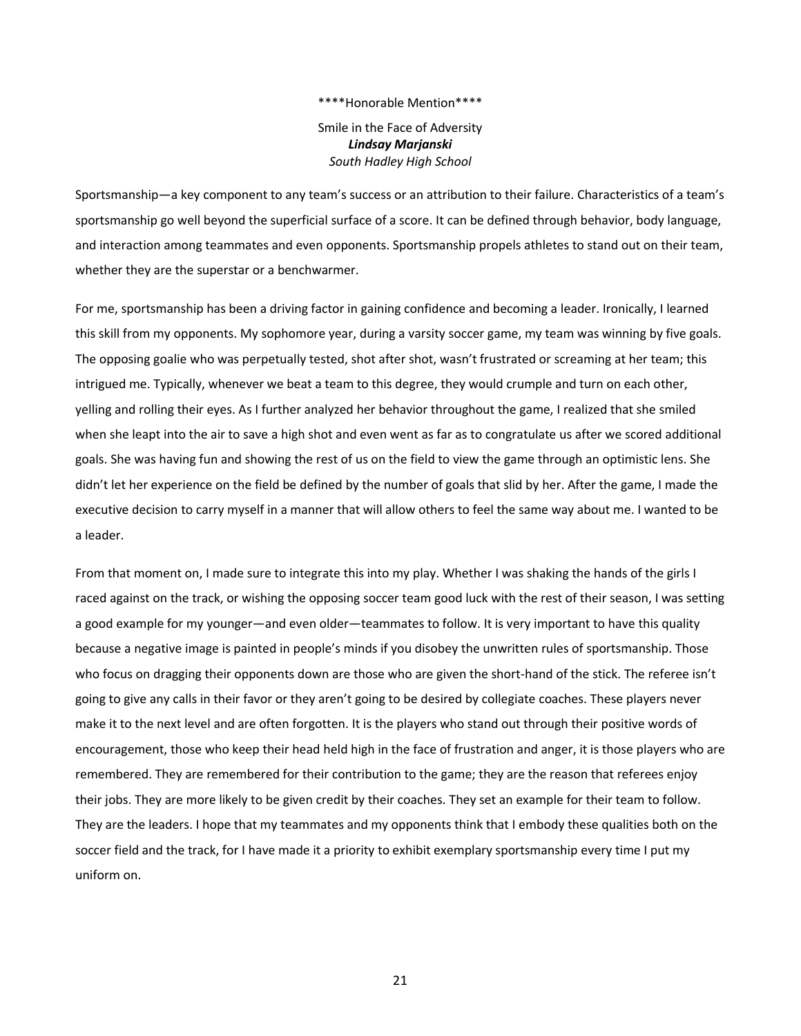****Honorable Mention****

Smile in the Face of Adversity

***Lindsay Marjanski***

*South Hadley High School*

Sportsmanship—a key component to any team's success or an attribution to their failure. Characteristics of a team's sportsmanship go well beyond the superficial surface of a score. It can be defined through behavior, body language, and interaction among teammates and even opponents. Sportsmanship propels athletes to stand out on their team, whether they are the superstar or a benchwarmer.

For me, sportsmanship has been a driving factor in gaining confidence and becoming a leader. Ironically, I learned this skill from my opponents. My sophomore year, during a varsity soccer game, my team was winning by five goals. The opposing goalie who was perpetually tested, shot after shot, wasn't frustrated or screaming at her team; this intrigued me. Typically, whenever we beat a team to this degree, they would crumple and turn on each other, yelling and rolling their eyes. As I further analyzed her behavior throughout the game, I realized that she smiled when she leapt into the air to save a high shot and even went as far as to congratulate us after we scored additional goals. She was having fun and showing the rest of us on the field to view the game through an optimistic lens. She didn't let her experience on the field be defined by the number of goals that slid by her. After the game, I made the executive decision to carry myself in a manner that will allow others to feel the same way about me. I wanted to be a leader.

From that moment on, I made sure to integrate this into my play. Whether I was shaking the hands of the girls I raced against on the track, or wishing the opposing soccer team good luck with the rest of their season, I was setting a good example for my younger—and even older—teammates to follow. It is very important to have this quality because a negative image is painted in people's minds if you disobey the unwritten rules of sportsmanship. Those who focus on dragging their opponents down are those who are given the short-hand of the stick. The referee isn't going to give any calls in their favor or they aren't going to be desired by collegiate coaches. These players never make it to the next level and are often forgotten. It is the players who stand out through their positive words of encouragement, those who keep their head held high in the face of frustration and anger, it is those players who are remembered. They are remembered for their contribution to the game; they are the reason that referees enjoy their jobs. They are more likely to be given credit by their coaches. They set an example for their team to follow. They are the leaders. I hope that my teammates and my opponents think that I embody these qualities both on the soccer field and the track, for I have made it a priority to exhibit exemplary sportsmanship every time I put my uniform on.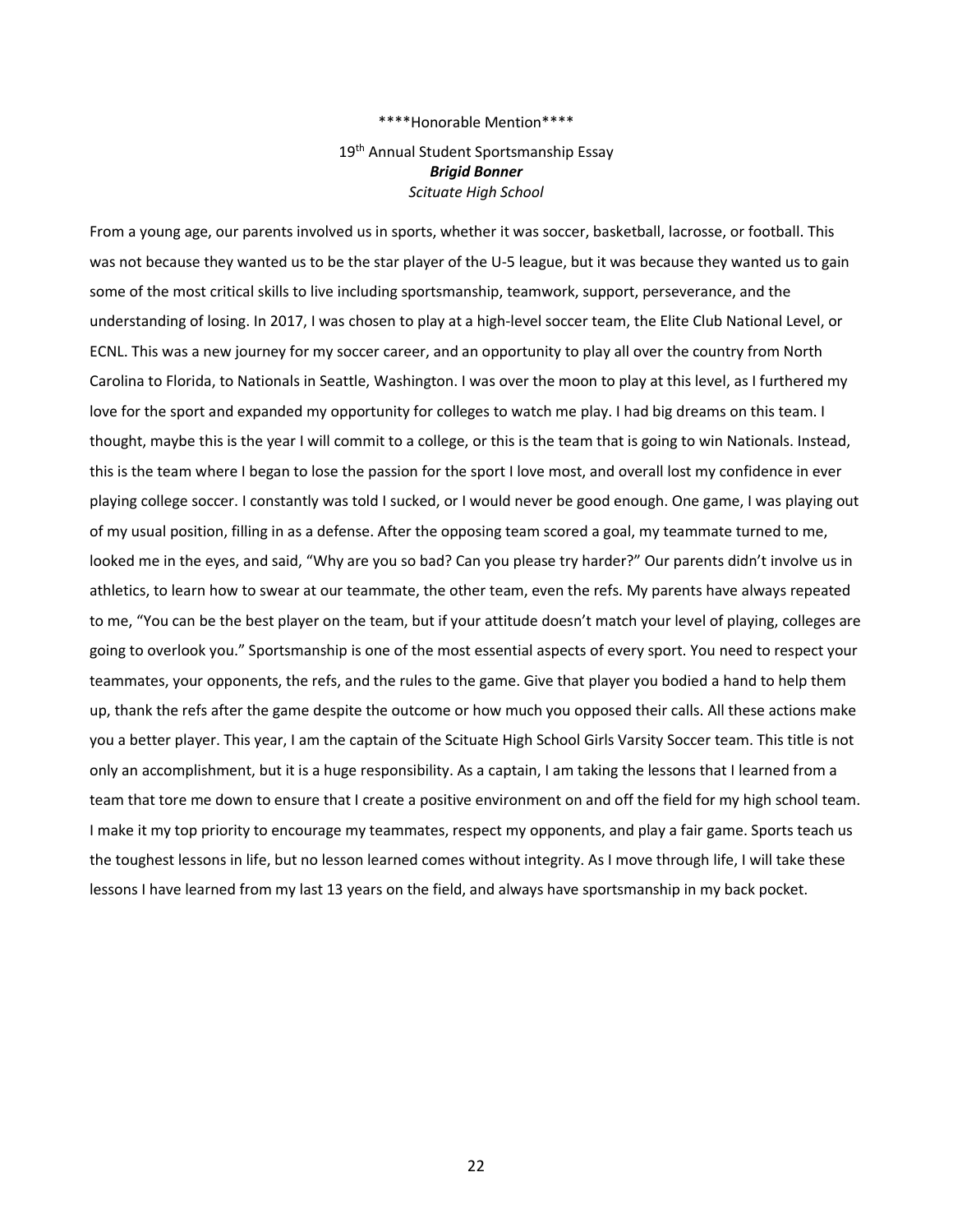****Honorable Mention****

19th Annual Student Sportsmanship Essay

***Brigid Bonner***

*Scituate High School*

From a young age, our parents involved us in sports, whether it was soccer, basketball, lacrosse, or football. This was not because they wanted us to be the star player of the U-5 league, but it was because they wanted us to gain some of the most critical skills to live including sportsmanship, teamwork, support, perseverance, and the understanding of losing. In 2017, I was chosen to play at a high-level soccer team, the Elite Club National Level, or ECNL. This was a new journey for my soccer career, and an opportunity to play all over the country from North Carolina to Florida, to Nationals in Seattle, Washington. I was over the moon to play at this level, as I furthered my love for the sport and expanded my opportunity for colleges to watch me play. I had big dreams on this team. I thought, maybe this is the year I will commit to a college, or this is the team that is going to win Nationals. Instead, this is the team where I began to lose the passion for the sport I love most, and overall lost my confidence in ever playing college soccer. I constantly was told I sucked, or I would never be good enough. One game, I was playing out of my usual position, filling in as a defense. After the opposing team scored a goal, my teammate turned to me, looked me in the eyes, and said, "Why are you so bad? Can you please try harder?" Our parents didn't involve us in athletics, to learn how to swear at our teammate, the other team, even the refs. My parents have always repeated to me, "You can be the best player on the team, but if your attitude doesn't match your level of playing, colleges are going to overlook you." Sportsmanship is one of the most essential aspects of every sport. You need to respect your teammates, your opponents, the refs, and the rules to the game. Give that player you bodied a hand to help them up, thank the refs after the game despite the outcome or how much you opposed their calls. All these actions make you a better player. This year, I am the captain of the Scituate High School Girls Varsity Soccer team. This title is not only an accomplishment, but it is a huge responsibility. As a captain, I am taking the lessons that I learned from a team that tore me down to ensure that I create a positive environment on and off the field for my high school team. I make it my top priority to encourage my teammates, respect my opponents, and play a fair game. Sports teach us the toughest lessons in life, but no lesson learned comes without integrity. As I move through life, I will take these lessons I have learned from my last 13 years on the field, and always have sportsmanship in my back pocket.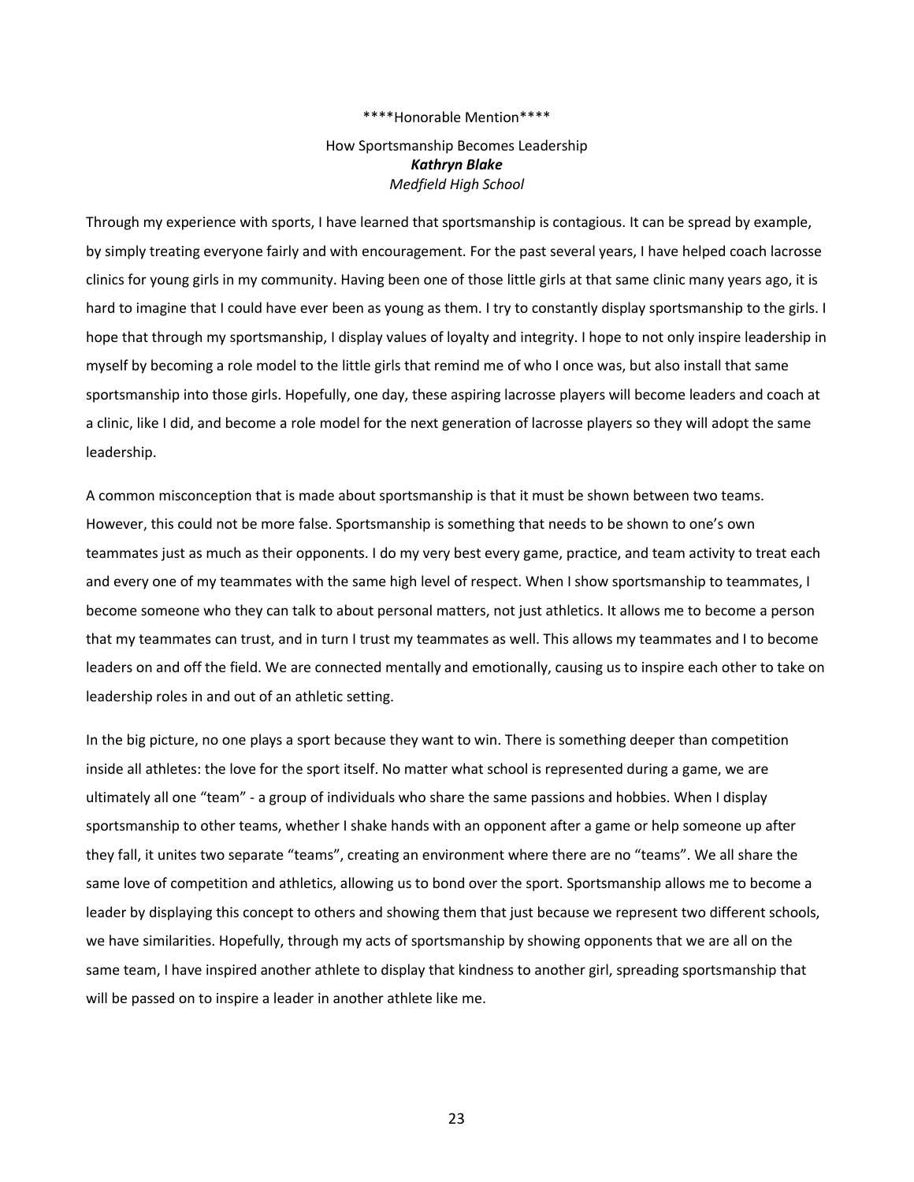****Honorable Mention****

## How Sportsmanship Becomes Leadership

***Kathryn Blake***

*Medfield High School*

Through my experience with sports, I have learned that sportsmanship is contagious. It can be spread by example, by simply treating everyone fairly and with encouragement. For the past several years, I have helped coach lacrosse clinics for young girls in my community. Having been one of those little girls at that same clinic many years ago, it is hard to imagine that I could have ever been as young as them. I try to constantly display sportsmanship to the girls. I hope that through my sportsmanship, I display values of loyalty and integrity. I hope to not only inspire leadership in myself by becoming a role model to the little girls that remind me of who I once was, but also install that same sportsmanship into those girls. Hopefully, one day, these aspiring lacrosse players will become leaders and coach at a clinic, like I did, and become a role model for the next generation of lacrosse players so they will adopt the same leadership.

A common misconception that is made about sportsmanship is that it must be shown between two teams. However, this could not be more false. Sportsmanship is something that needs to be shown to one's own teammates just as much as their opponents. I do my very best every game, practice, and team activity to treat each and every one of my teammates with the same high level of respect. When I show sportsmanship to teammates, I become someone who they can talk to about personal matters, not just athletics. It allows me to become a person that my teammates can trust, and in turn I trust my teammates as well. This allows my teammates and I to become leaders on and off the field. We are connected mentally and emotionally, causing us to inspire each other to take on leadership roles in and out of an athletic setting.

In the big picture, no one plays a sport because they want to win. There is something deeper than competition inside all athletes: the love for the sport itself. No matter what school is represented during a game, we are ultimately all one "team" - a group of individuals who share the same passions and hobbies. When I display sportsmanship to other teams, whether I shake hands with an opponent after a game or help someone up after they fall, it unites two separate "teams", creating an environment where there are no "teams". We all share the same love of competition and athletics, allowing us to bond over the sport. Sportsmanship allows me to become a leader by displaying this concept to others and showing them that just because we represent two different schools, we have similarities. Hopefully, through my acts of sportsmanship by showing opponents that we are all on the same team, I have inspired another athlete to display that kindness to another girl, spreading sportsmanship that will be passed on to inspire a leader in another athlete like me.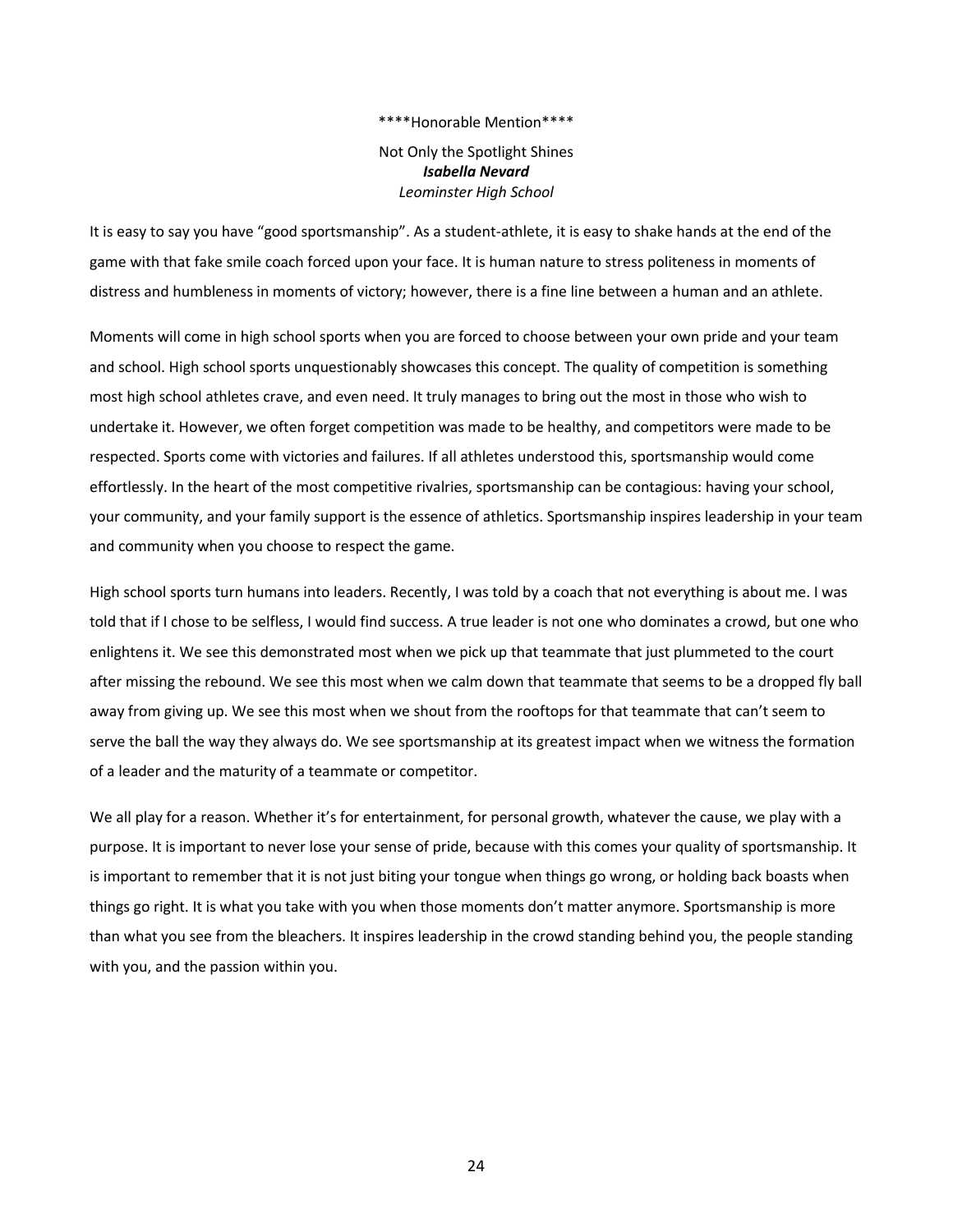****Honorable Mention****

Not Only the Spotlight Shines

***Isabella Nevard***

*Leominster High School*

It is easy to say you have "good sportsmanship". As a student-athlete, it is easy to shake hands at the end of the game with that fake smile coach forced upon your face. It is human nature to stress politeness in moments of distress and humbleness in moments of victory; however, there is a fine line between a human and an athlete.

Moments will come in high school sports when you are forced to choose between your own pride and your team and school. High school sports unquestionably showcases this concept. The quality of competition is something most high school athletes crave, and even need. It truly manages to bring out the most in those who wish to undertake it. However, we often forget competition was made to be healthy, and competitors were made to be respected. Sports come with victories and failures. If all athletes understood this, sportsmanship would come effortlessly. In the heart of the most competitive rivalries, sportsmanship can be contagious: having your school, your community, and your family support is the essence of athletics. Sportsmanship inspires leadership in your team and community when you choose to respect the game.

High school sports turn humans into leaders. Recently, I was told by a coach that not everything is about me. I was told that if I chose to be selfless, I would find success. A true leader is not one who dominates a crowd, but one who enlightens it. We see this demonstrated most when we pick up that teammate that just plummeted to the court after missing the rebound. We see this most when we calm down that teammate that seems to be a dropped fly ball away from giving up. We see this most when we shout from the rooftops for that teammate that can't seem to serve the ball the way they always do. We see sportsmanship at its greatest impact when we witness the formation of a leader and the maturity of a teammate or competitor.

We all play for a reason. Whether it's for entertainment, for personal growth, whatever the cause, we play with a purpose. It is important to never lose your sense of pride, because with this comes your quality of sportsmanship. It is important to remember that it is not just biting your tongue when things go wrong, or holding back boasts when things go right. It is what you take with you when those moments don't matter anymore. Sportsmanship is more than what you see from the bleachers. It inspires leadership in the crowd standing behind you, the people standing with you, and the passion within you.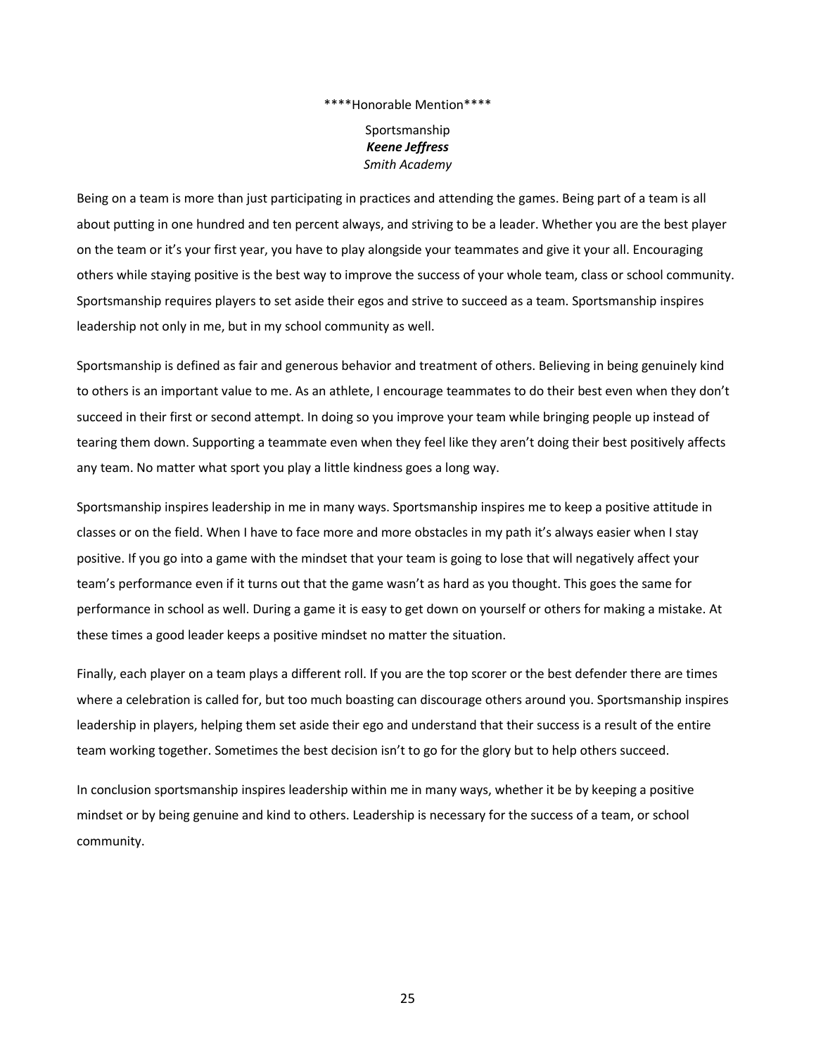****Honorable Mention****

Sportsmanship

***Keene Jeffress***

*Smith Academy*

Being on a team is more than just participating in practices and attending the games. Being part of a team is all about putting in one hundred and ten percent always, and striving to be a leader. Whether you are the best player on the team or it's your first year, you have to play alongside your teammates and give it your all. Encouraging others while staying positive is the best way to improve the success of your whole team, class or school community. Sportsmanship requires players to set aside their egos and strive to succeed as a team. Sportsmanship inspires leadership not only in me, but in my school community as well.

Sportsmanship is defined as fair and generous behavior and treatment of others. Believing in being genuinely kind to others is an important value to me. As an athlete, I encourage teammates to do their best even when they don't succeed in their first or second attempt. In doing so you improve your team while bringing people up instead of tearing them down. Supporting a teammate even when they feel like they aren't doing their best positively affects any team. No matter what sport you play a little kindness goes a long way.

Sportsmanship inspires leadership in me in many ways. Sportsmanship inspires me to keep a positive attitude in classes or on the field. When I have to face more and more obstacles in my path it's always easier when I stay positive. If you go into a game with the mindset that your team is going to lose that will negatively affect your team's performance even if it turns out that the game wasn't as hard as you thought. This goes the same for performance in school as well. During a game it is easy to get down on yourself or others for making a mistake. At these times a good leader keeps a positive mindset no matter the situation.

Finally, each player on a team plays a different roll. If you are the top scorer or the best defender there are times where a celebration is called for, but too much boasting can discourage others around you. Sportsmanship inspires leadership in players, helping them set aside their ego and understand that their success is a result of the entire team working together. Sometimes the best decision isn't to go for the glory but to help others succeed.

In conclusion sportsmanship inspires leadership within me in many ways, whether it be by keeping a positive mindset or by being genuine and kind to others. Leadership is necessary for the success of a team, or school community.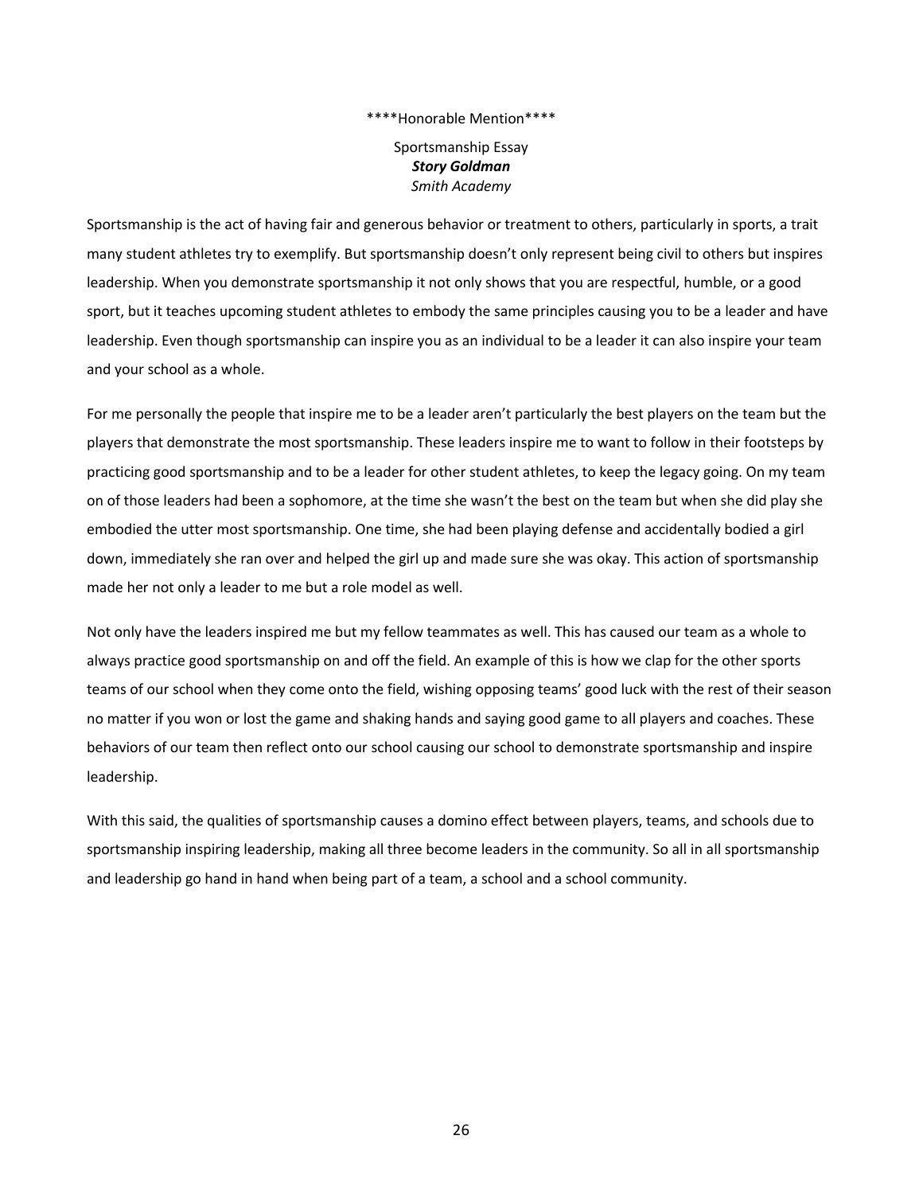****Honorable Mention****

Sportsmanship Essay
***Story Goldman***
*Smith Academy*

Sportsmanship is the act of having fair and generous behavior or treatment to others, particularly in sports, a trait many student athletes try to exemplify. But sportsmanship doesn't only represent being civil to others but inspires leadership. When you demonstrate sportsmanship it not only shows that you are respectful, humble, or a good sport, but it teaches upcoming student athletes to embody the same principles causing you to be a leader and have leadership. Even though sportsmanship can inspire you as an individual to be a leader it can also inspire your team and your school as a whole.

For me personally the people that inspire me to be a leader aren't particularly the best players on the team but the players that demonstrate the most sportsmanship. These leaders inspire me to want to follow in their footsteps by practicing good sportsmanship and to be a leader for other student athletes, to keep the legacy going. On my team on of those leaders had been a sophomore, at the time she wasn't the best on the team but when she did play she embodied the utter most sportsmanship. One time, she had been playing defense and accidentally bodied a girl down, immediately she ran over and helped the girl up and made sure she was okay. This action of sportsmanship made her not only a leader to me but a role model as well.

Not only have the leaders inspired me but my fellow teammates as well. This has caused our team as a whole to always practice good sportsmanship on and off the field. An example of this is how we clap for the other sports teams of our school when they come onto the field, wishing opposing teams' good luck with the rest of their season no matter if you won or lost the game and shaking hands and saying good game to all players and coaches. These behaviors of our team then reflect onto our school causing our school to demonstrate sportsmanship and inspire leadership.

With this said, the qualities of sportsmanship causes a domino effect between players, teams, and schools due to sportsmanship inspiring leadership, making all three become leaders in the community. So all in all sportsmanship and leadership go hand in hand when being part of a team, a school and a school community.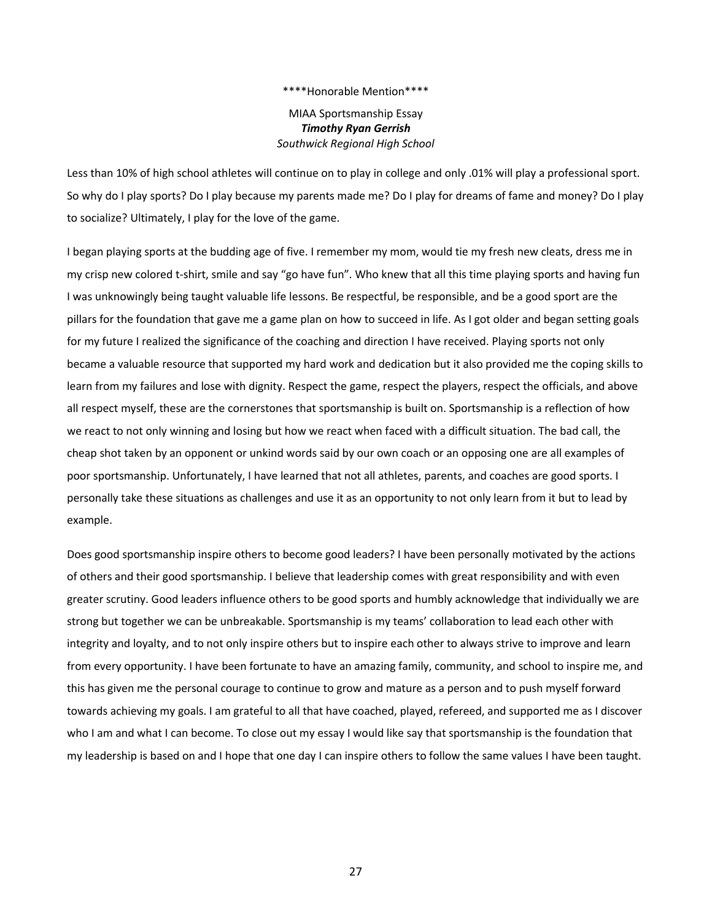\*\*\*\*Honorable Mention\*\*\*\*

MIAA Sportsmanship Essay

***Timothy Ryan Gerrish***

*Southwick Regional High School*

Less than 10% of high school athletes will continue on to play in college and only .01% will play a professional sport. So why do I play sports? Do I play because my parents made me? Do I play for dreams of fame and money? Do I play to socialize? Ultimately, I play for the love of the game.

I began playing sports at the budding age of five. I remember my mom, would tie my fresh new cleats, dress me in my crisp new colored t-shirt, smile and say "go have fun". Who knew that all this time playing sports and having fun I was unknowingly being taught valuable life lessons. Be respectful, be responsible, and be a good sport are the pillars for the foundation that gave me a game plan on how to succeed in life. As I got older and began setting goals for my future I realized the significance of the coaching and direction I have received. Playing sports not only became a valuable resource that supported my hard work and dedication but it also provided me the coping skills to learn from my failures and lose with dignity. Respect the game, respect the players, respect the officials, and above all respect myself, these are the cornerstones that sportsmanship is built on. Sportsmanship is a reflection of how we react to not only winning and losing but how we react when faced with a difficult situation. The bad call, the cheap shot taken by an opponent or unkind words said by our own coach or an opposing one are all examples of poor sportsmanship. Unfortunately, I have learned that not all athletes, parents, and coaches are good sports. I personally take these situations as challenges and use it as an opportunity to not only learn from it but to lead by example.

Does good sportsmanship inspire others to become good leaders? I have been personally motivated by the actions of others and their good sportsmanship. I believe that leadership comes with great responsibility and with even greater scrutiny. Good leaders influence others to be good sports and humbly acknowledge that individually we are strong but together we can be unbreakable. Sportsmanship is my teams' collaboration to lead each other with integrity and loyalty, and to not only inspire others but to inspire each other to always strive to improve and learn from every opportunity. I have been fortunate to have an amazing family, community, and school to inspire me, and this has given me the personal courage to continue to grow and mature as a person and to push myself forward towards achieving my goals. I am grateful to all that have coached, played, refereed, and supported me as I discover who I am and what I can become. To close out my essay I would like say that sportsmanship is the foundation that my leadership is based on and I hope that one day I can inspire others to follow the same values I have been taught.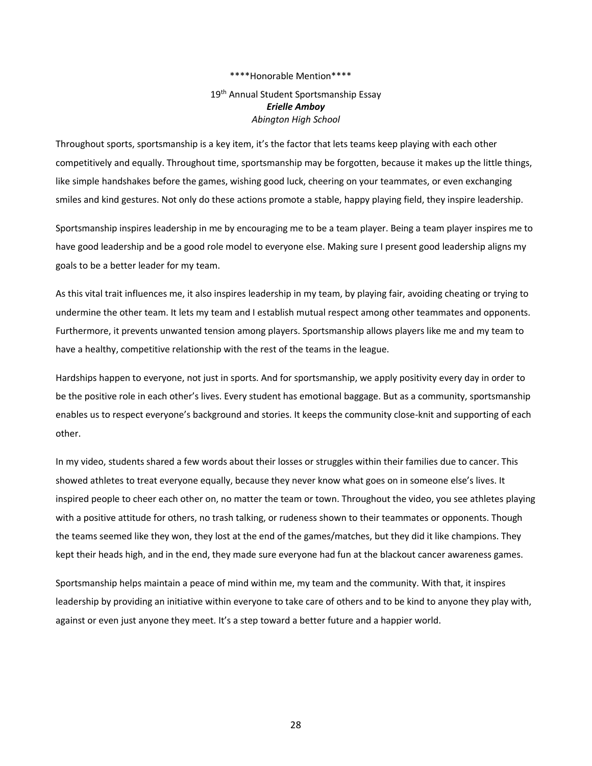****Honorable Mention****

19th Annual Student Sportsmanship Essay

***Erielle Amboy***

*Abington High School*

Throughout sports, sportsmanship is a key item, it's the factor that lets teams keep playing with each other competitively and equally. Throughout time, sportsmanship may be forgotten, because it makes up the little things, like simple handshakes before the games, wishing good luck, cheering on your teammates, or even exchanging smiles and kind gestures. Not only do these actions promote a stable, happy playing field, they inspire leadership.

Sportsmanship inspires leadership in me by encouraging me to be a team player. Being a team player inspires me to have good leadership and be a good role model to everyone else. Making sure I present good leadership aligns my goals to be a better leader for my team.

As this vital trait influences me, it also inspires leadership in my team, by playing fair, avoiding cheating or trying to undermine the other team. It lets my team and I establish mutual respect among other teammates and opponents. Furthermore, it prevents unwanted tension among players. Sportsmanship allows players like me and my team to have a healthy, competitive relationship with the rest of the teams in the league.

Hardships happen to everyone, not just in sports. And for sportsmanship, we apply positivity every day in order to be the positive role in each other's lives. Every student has emotional baggage. But as a community, sportsmanship enables us to respect everyone's background and stories. It keeps the community close-knit and supporting of each other.

In my video, students shared a few words about their losses or struggles within their families due to cancer. This showed athletes to treat everyone equally, because they never know what goes on in someone else's lives. It inspired people to cheer each other on, no matter the team or town. Throughout the video, you see athletes playing with a positive attitude for others, no trash talking, or rudeness shown to their teammates or opponents. Though the teams seemed like they won, they lost at the end of the games/matches, but they did it like champions. They kept their heads high, and in the end, they made sure everyone had fun at the blackout cancer awareness games.

Sportsmanship helps maintain a peace of mind within me, my team and the community. With that, it inspires leadership by providing an initiative within everyone to take care of others and to be kind to anyone they play with, against or even just anyone they meet. It's a step toward a better future and a happier world.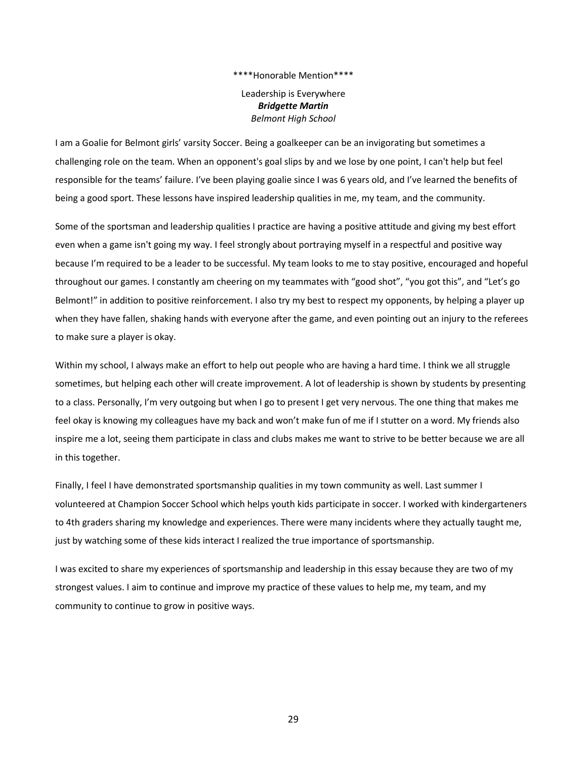****Honorable Mention****

# Leadership is Everywhere

***Bridgette Martin***

*Belmont High School*

I am a Goalie for Belmont girls' varsity Soccer. Being a goalkeeper can be an invigorating but sometimes a challenging role on the team. When an opponent's goal slips by and we lose by one point, I can't help but feel responsible for the teams' failure. I've been playing goalie since I was 6 years old, and I've learned the benefits of being a good sport. These lessons have inspired leadership qualities in me, my team, and the community.

Some of the sportsman and leadership qualities I practice are having a positive attitude and giving my best effort even when a game isn't going my way. I feel strongly about portraying myself in a respectful and positive way because I'm required to be a leader to be successful. My team looks to me to stay positive, encouraged and hopeful throughout our games. I constantly am cheering on my teammates with "good shot", "you got this", and "Let's go Belmont!" in addition to positive reinforcement. I also try my best to respect my opponents, by helping a player up when they have fallen, shaking hands with everyone after the game, and even pointing out an injury to the referees to make sure a player is okay.

Within my school, I always make an effort to help out people who are having a hard time. I think we all struggle sometimes, but helping each other will create improvement. A lot of leadership is shown by students by presenting to a class. Personally, I'm very outgoing but when I go to present I get very nervous. The one thing that makes me feel okay is knowing my colleagues have my back and won't make fun of me if I stutter on a word. My friends also inspire me a lot, seeing them participate in class and clubs makes me want to strive to be better because we are all in this together.

Finally, I feel I have demonstrated sportsmanship qualities in my town community as well. Last summer I volunteered at Champion Soccer School which helps youth kids participate in soccer. I worked with kindergarteners to 4th graders sharing my knowledge and experiences. There were many incidents where they actually taught me, just by watching some of these kids interact I realized the true importance of sportsmanship.

I was excited to share my experiences of sportsmanship and leadership in this essay because they are two of my strongest values. I aim to continue and improve my practice of these values to help me, my team, and my community to continue to grow in positive ways.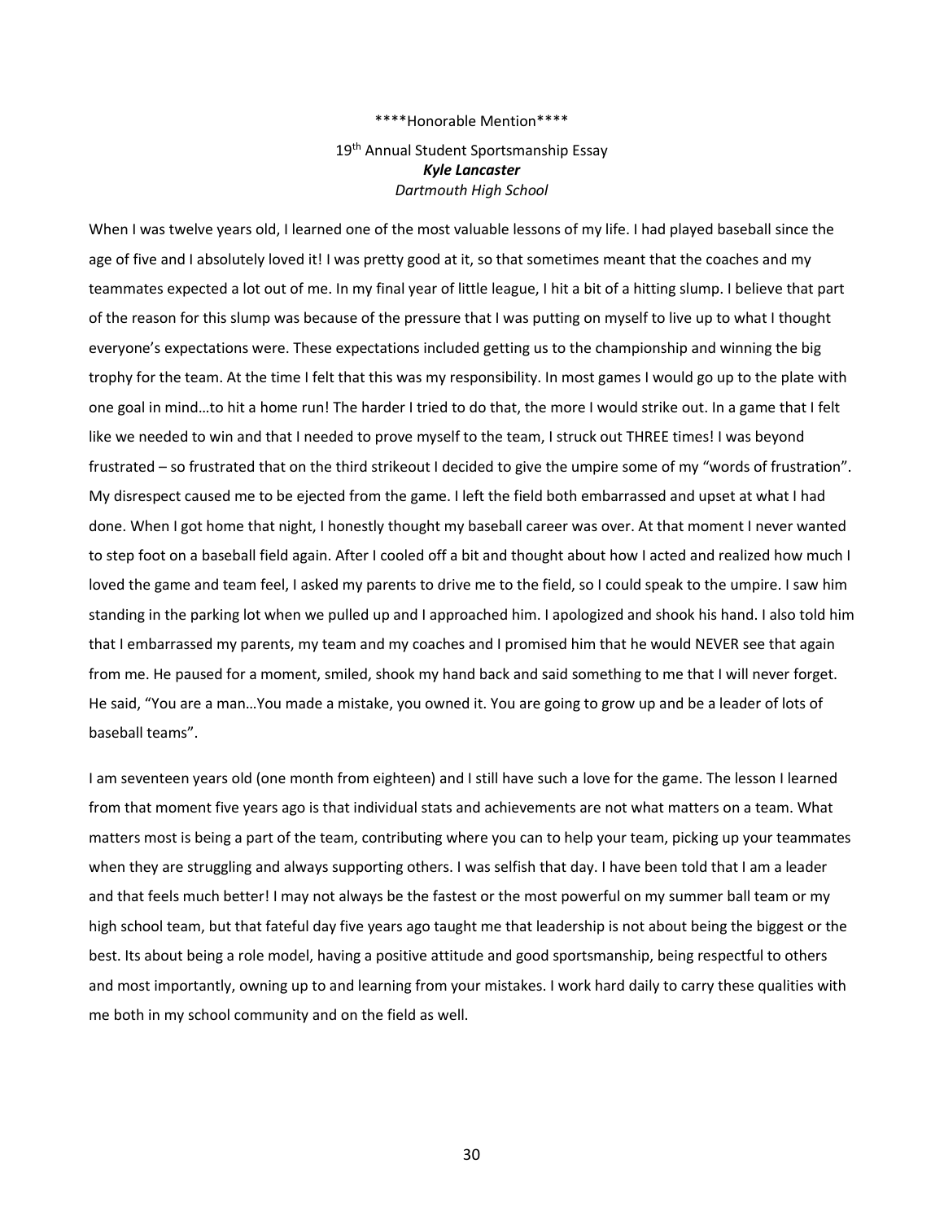\*\*\*\*Honorable Mention\*\*\*\*

19th Annual Student Sportsmanship Essay

***Kyle Lancaster***

*Dartmouth High School*

When I was twelve years old, I learned one of the most valuable lessons of my life. I had played baseball since the age of five and I absolutely loved it! I was pretty good at it, so that sometimes meant that the coaches and my teammates expected a lot out of me. In my final year of little league, I hit a bit of a hitting slump. I believe that part of the reason for this slump was because of the pressure that I was putting on myself to live up to what I thought everyone's expectations were. These expectations included getting us to the championship and winning the big trophy for the team. At the time I felt that this was my responsibility. In most games I would go up to the plate with one goal in mind…to hit a home run! The harder I tried to do that, the more I would strike out. In a game that I felt like we needed to win and that I needed to prove myself to the team, I struck out THREE times! I was beyond frustrated – so frustrated that on the third strikeout I decided to give the umpire some of my "words of frustration". My disrespect caused me to be ejected from the game. I left the field both embarrassed and upset at what I had done. When I got home that night, I honestly thought my baseball career was over. At that moment I never wanted to step foot on a baseball field again. After I cooled off a bit and thought about how I acted and realized how much I loved the game and team feel, I asked my parents to drive me to the field, so I could speak to the umpire. I saw him standing in the parking lot when we pulled up and I approached him. I apologized and shook his hand. I also told him that I embarrassed my parents, my team and my coaches and I promised him that he would NEVER see that again from me. He paused for a moment, smiled, shook my hand back and said something to me that I will never forget. He said, "You are a man…You made a mistake, you owned it. You are going to grow up and be a leader of lots of baseball teams".

I am seventeen years old (one month from eighteen) and I still have such a love for the game. The lesson I learned from that moment five years ago is that individual stats and achievements are not what matters on a team. What matters most is being a part of the team, contributing where you can to help your team, picking up your teammates when they are struggling and always supporting others. I was selfish that day. I have been told that I am a leader and that feels much better! I may not always be the fastest or the most powerful on my summer ball team or my high school team, but that fateful day five years ago taught me that leadership is not about being the biggest or the best. Its about being a role model, having a positive attitude and good sportsmanship, being respectful to others and most importantly, owning up to and learning from your mistakes. I work hard daily to carry these qualities with me both in my school community and on the field as well.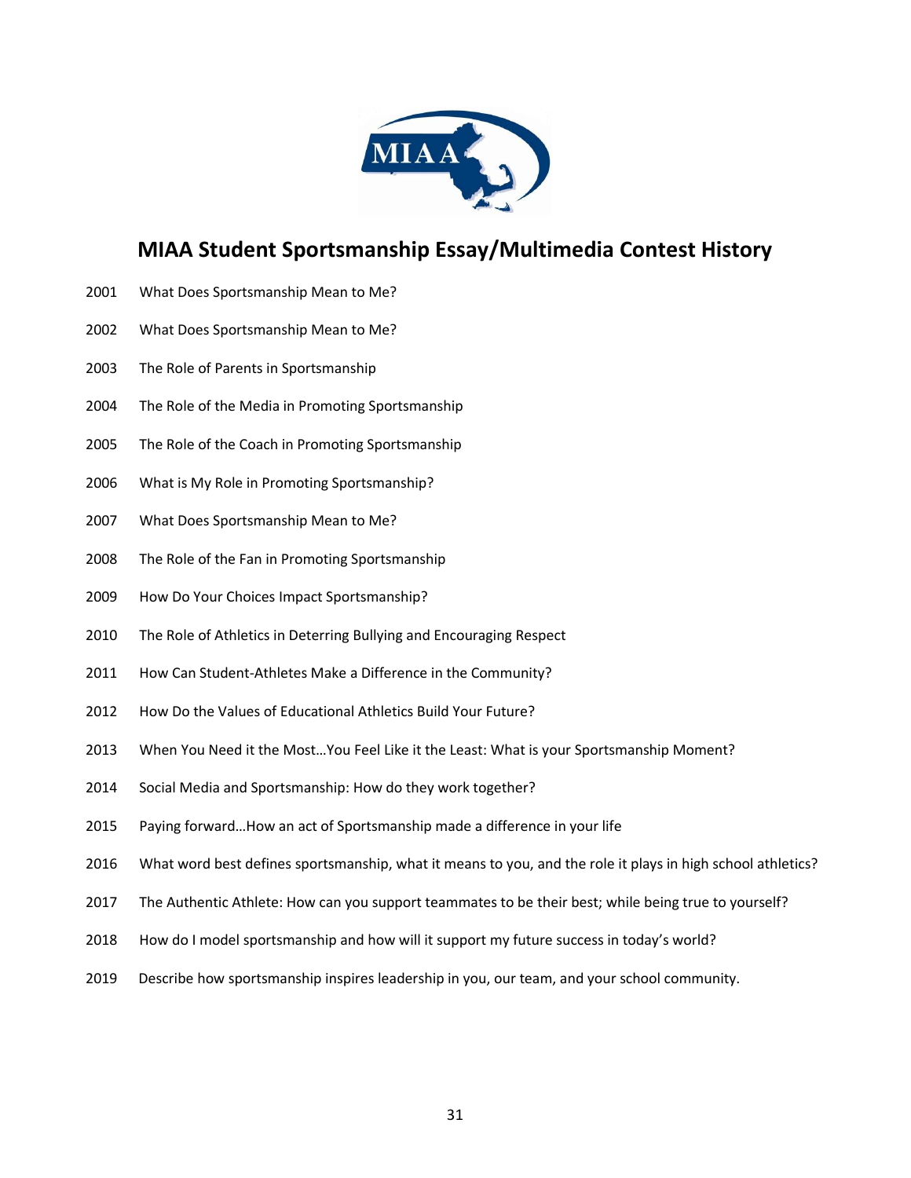# MIAA Student Sportsmanship Essay/Multimedia Contest History

2001 What Does Sportsmanship Mean to Me?

2002 What Does Sportsmanship Mean to Me?

2003 The Role of Parents in Sportsmanship

2004 The Role of the Media in Promoting Sportsmanship

2005 The Role of the Coach in Promoting Sportsmanship

2006 What is My Role in Promoting Sportsmanship?

2007 What Does Sportsmanship Mean to Me?

2008 The Role of the Fan in Promoting Sportsmanship

2009 How Do Your Choices Impact Sportsmanship?

2010 The Role of Athletics in Deterring Bullying and Encouraging Respect

2011 How Can Student-Athletes Make a Difference in the Community?

2012 How Do the Values of Educational Athletics Build Your Future?

2013 When You Need it the Most…You Feel Like it the Least: What is your Sportsmanship Moment?

2014 Social Media and Sportsmanship: How do they work together?

2015 Paying forward…How an act of Sportsmanship made a difference in your life

2016 What word best defines sportsmanship, what it means to you, and the role it plays in high school athletics?

2017 The Authentic Athlete: How can you support teammates to be their best; while being true to yourself?

2018 How do I model sportsmanship and how will it support my future success in today's world?

2019 Describe how sportsmanship inspires leadership in you, our team, and your school community.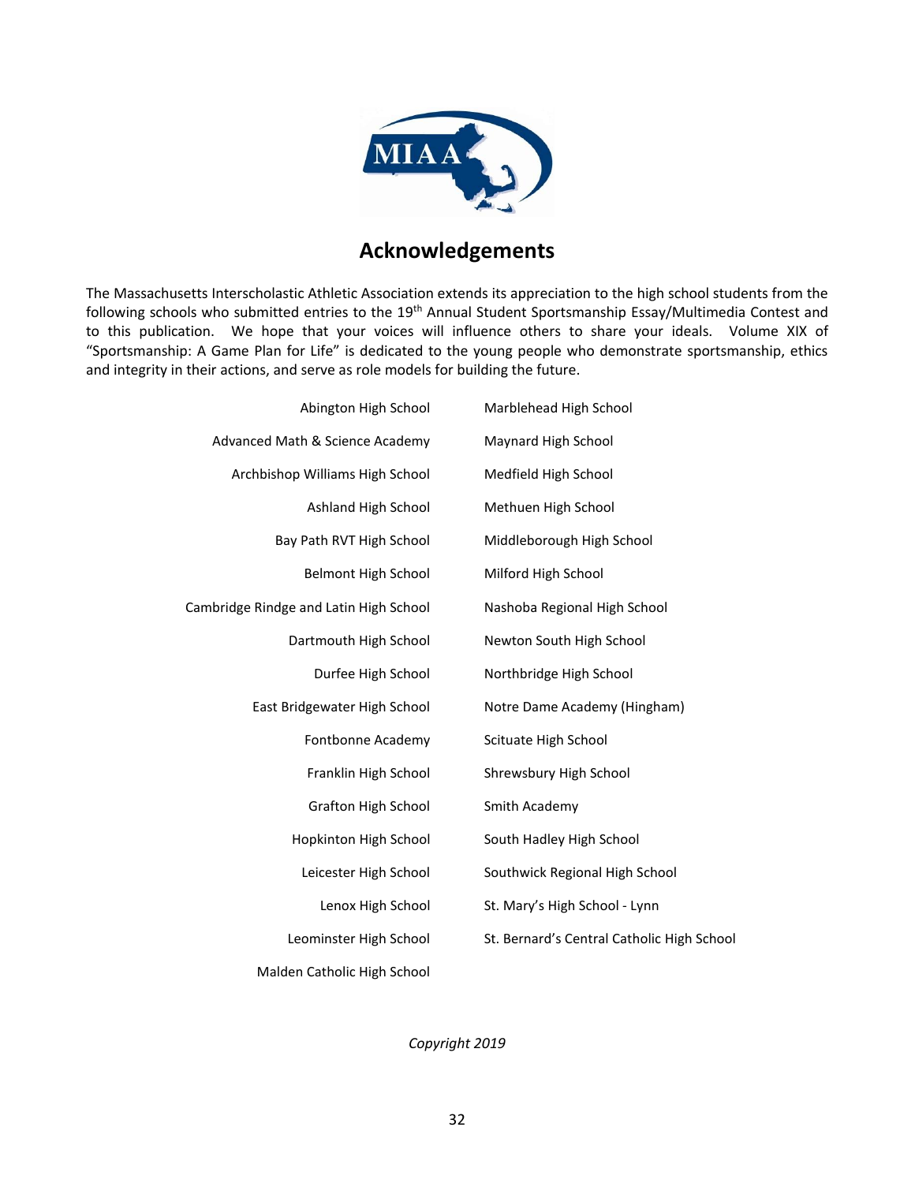## Acknowledgements

The Massachusetts Interscholastic Athletic Association extends its appreciation to the high school students from the following schools who submitted entries to the 19th Annual Student Sportsmanship Essay/Multimedia Contest and to this publication. We hope that your voices will influence others to share your ideals. Volume XIX of "Sportsmanship: A Game Plan for Life" is dedicated to the young people who demonstrate sportsmanship, ethics and integrity in their actions, and serve as role models for building the future.

- Abington High School
- Advanced Math & Science Academy
- Archbishop Williams High School
- Ashland High School
- Bay Path RVT High School
- Belmont High School
- Cambridge Rindge and Latin High School
- Dartmouth High School
- Durfee High School
- East Bridgewater High School
- Fontbonne Academy
- Franklin High School
- Grafton High School
- Hopkinton High School
- Leicester High School
- Lenox High School
- Leominster High School
- Malden Catholic High School
- Marblehead High School
- Maynard High School
- Medfield High School
- Methuen High School
- Middleborough High School
- Milford High School
- Nashoba Regional High School
- Newton South High School
- Northbridge High School
- Notre Dame Academy (Hingham)
- Scituate High School
- Shrewsbury High School
- Smith Academy
- South Hadley High School
- Southwick Regional High School
- St. Mary's High School - Lynn
- St. Bernard's Central Catholic High School

*Copyright 2019*